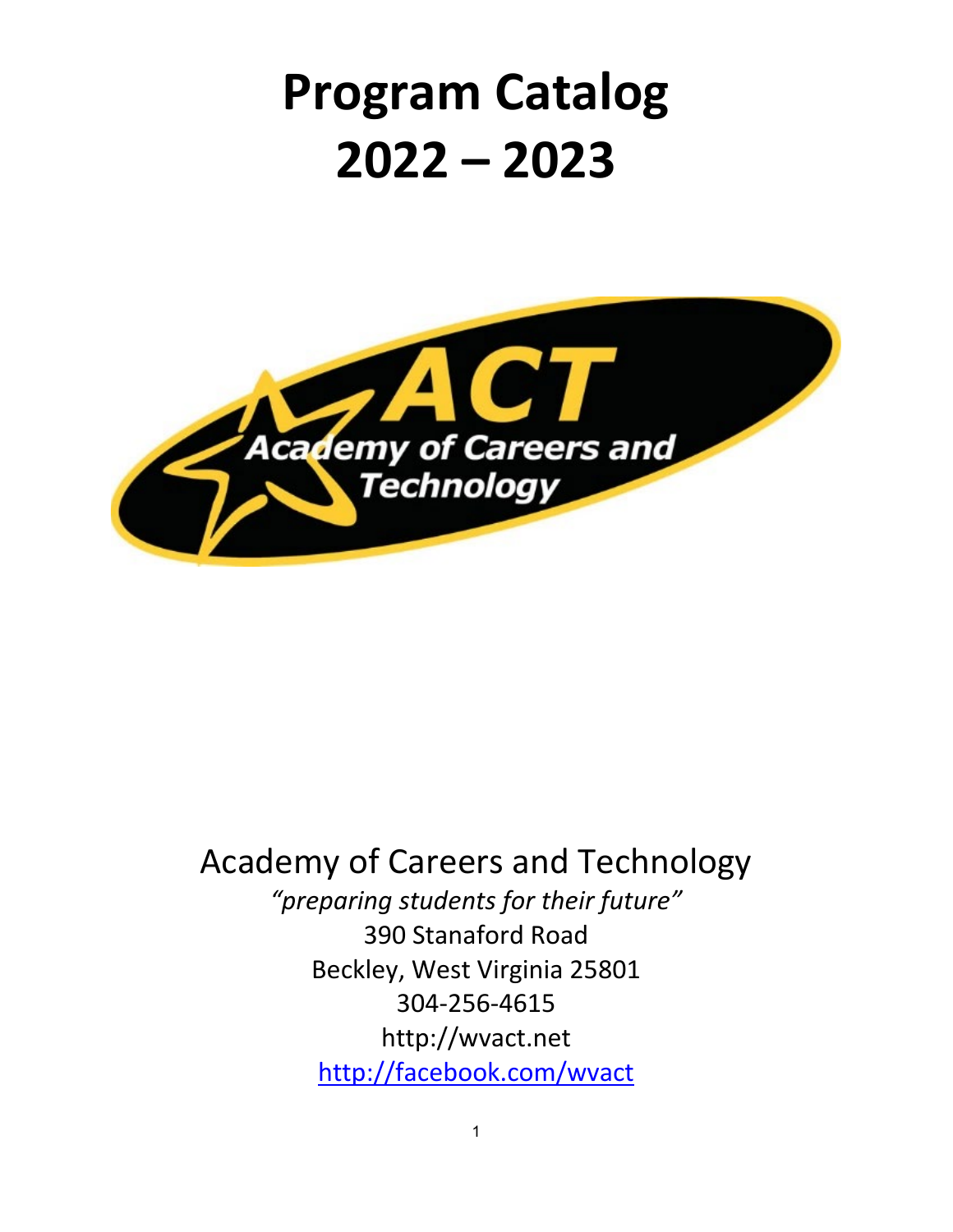# Program Catalog 2022 – 2023

ACT
Academy of Careers and Technology

Academy of Careers and Technology

*"preparing students for their future"*

390 Stanaford Road

Beckley, West Virginia 25801

304-256-4615

http://wvact.net

http://facebook.com/wvact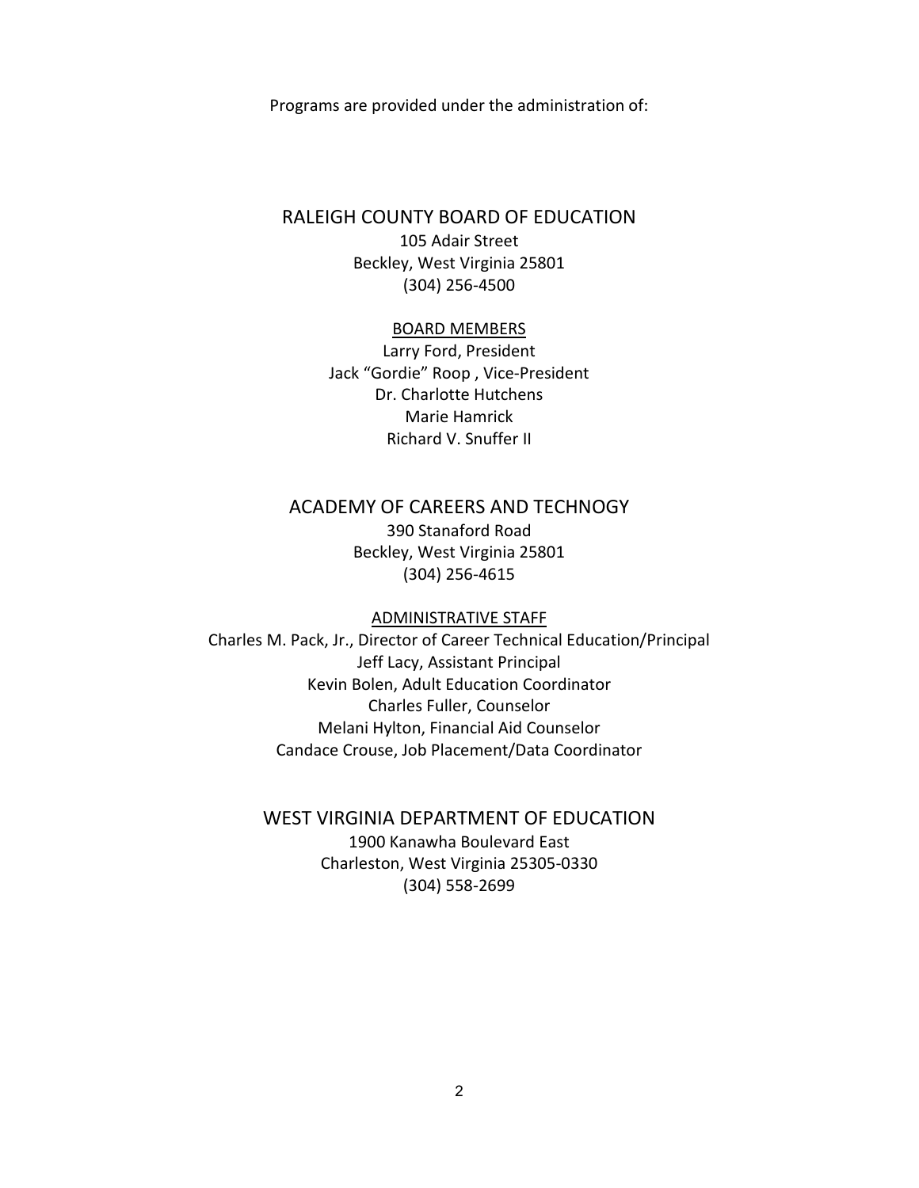Programs are provided under the administration of:

## RALEIGH COUNTY BOARD OF EDUCATION

105 Adair Street
Beckley, West Virginia 25801
(304) 256-4500

BOARD MEMBERS

Larry Ford, President
Jack "Gordie" Roop , Vice-President
Dr. Charlotte Hutchens
Marie Hamrick
Richard V. Snuffer II

## ACADEMY OF CAREERS AND TECHNOGY

390 Stanaford Road
Beckley, West Virginia 25801
(304) 256-4615

ADMINISTRATIVE STAFF

Charles M. Pack, Jr., Director of Career Technical Education/Principal
Jeff Lacy, Assistant Principal
Kevin Bolen, Adult Education Coordinator
Charles Fuller, Counselor
Melani Hylton, Financial Aid Counselor
Candace Crouse, Job Placement/Data Coordinator

## WEST VIRGINIA DEPARTMENT OF EDUCATION

1900 Kanawha Boulevard East
Charleston, West Virginia 25305-0330
(304) 558-2699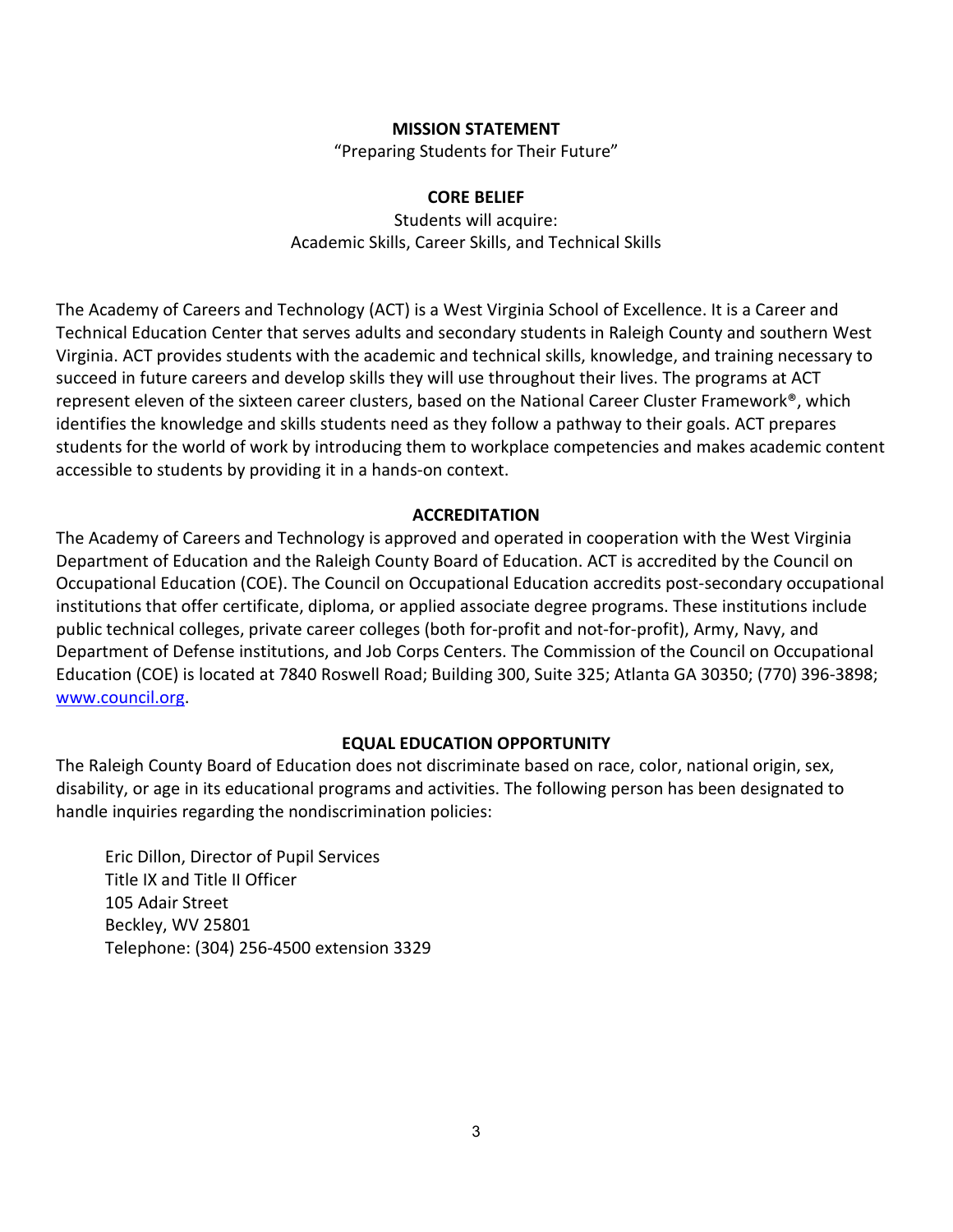## MISSION STATEMENT

"Preparing Students for Their Future"

## CORE BELIEF

Students will acquire:
Academic Skills, Career Skills, and Technical Skills

The Academy of Careers and Technology (ACT) is a West Virginia School of Excellence. It is a Career and Technical Education Center that serves adults and secondary students in Raleigh County and southern West Virginia. ACT provides students with the academic and technical skills, knowledge, and training necessary to succeed in future careers and develop skills they will use throughout their lives. The programs at ACT represent eleven of the sixteen career clusters, based on the National Career Cluster Framework®, which identifies the knowledge and skills students need as they follow a pathway to their goals. ACT prepares students for the world of work by introducing them to workplace competencies and makes academic content accessible to students by providing it in a hands-on context.

## ACCREDITATION

The Academy of Careers and Technology is approved and operated in cooperation with the West Virginia Department of Education and the Raleigh County Board of Education. ACT is accredited by the Council on Occupational Education (COE). The Council on Occupational Education accredits post-secondary occupational institutions that offer certificate, diploma, or applied associate degree programs. These institutions include public technical colleges, private career colleges (both for-profit and not-for-profit), Army, Navy, and Department of Defense institutions, and Job Corps Centers. The Commission of the Council on Occupational Education (COE) is located at 7840 Roswell Road; Building 300, Suite 325; Atlanta GA 30350; (770) 396-3898; [www.council.org](http://www.council.org).

## EQUAL EDUCATION OPPORTUNITY

The Raleigh County Board of Education does not discriminate based on race, color, national origin, sex, disability, or age in its educational programs and activities. The following person has been designated to handle inquiries regarding the nondiscrimination policies:

Eric Dillon, Director of Pupil Services
Title IX and Title II Officer
105 Adair Street
Beckley, WV 25801
Telephone: (304) 256-4500 extension 3329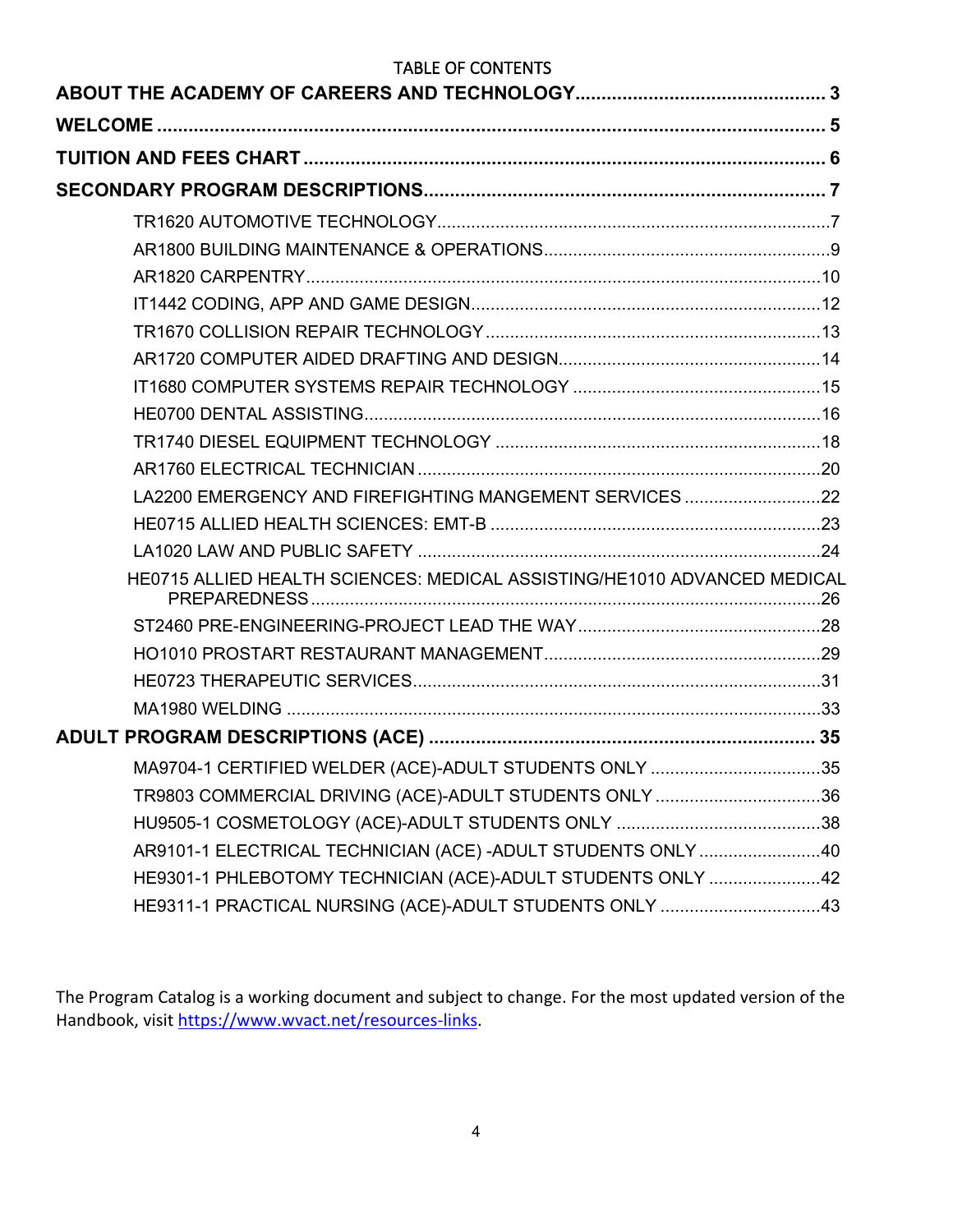# TABLE OF CONTENTS

**ABOUT THE ACADEMY OF CAREERS AND TECHNOLOGY ............ 3**

**WELCOME ............ 5**

**TUITION AND FEES CHART ............ 6**

**SECONDARY PROGRAM DESCRIPTIONS ............ 7**

- TR1620 AUTOMOTIVE TECHNOLOGY ............ 7
- AR1800 BUILDING MAINTENANCE & OPERATIONS ............ 9
- AR1820 CARPENTRY ............ 10
- IT1442 CODING, APP AND GAME DESIGN ............ 12
- TR1670 COLLISION REPAIR TECHNOLOGY ............ 13
- AR1720 COMPUTER AIDED DRAFTING AND DESIGN ............ 14
- IT1680 COMPUTER SYSTEMS REPAIR TECHNOLOGY ............ 15
- HE0700 DENTAL ASSISTING ............ 16
- TR1740 DIESEL EQUIPMENT TECHNOLOGY ............ 18
- AR1760 ELECTRICAL TECHNICIAN ............ 20
- LA2200 EMERGENCY AND FIREFIGHTING MANGEMENT SERVICES ............ 22
- HE0715 ALLIED HEALTH SCIENCES: EMT-B ............ 23
- LA1020 LAW AND PUBLIC SAFETY ............ 24
- HE0715 ALLIED HEALTH SCIENCES: MEDICAL ASSISTING/HE1010 ADVANCED MEDICAL PREPAREDNESS ............ 26
- ST2460 PRE-ENGINEERING-PROJECT LEAD THE WAY ............ 28
- HO1010 PROSTART RESTAURANT MANAGEMENT ............ 29
- HE0723 THERAPEUTIC SERVICES ............ 31
- MA1980 WELDING ............ 33

**ADULT PROGRAM DESCRIPTIONS (ACE) ............ 35**

- MA9704-1 CERTIFIED WELDER (ACE)-ADULT STUDENTS ONLY ............ 35
- TR9803 COMMERCIAL DRIVING (ACE)-ADULT STUDENTS ONLY ............ 36
- HU9505-1 COSMETOLOGY (ACE)-ADULT STUDENTS ONLY ............ 38
- AR9101-1 ELECTRICAL TECHNICIAN (ACE) -ADULT STUDENTS ONLY ............ 40
- HE9301-1 PHLEBOTOMY TECHNICIAN (ACE)-ADULT STUDENTS ONLY ............ 42
- HE9311-1 PRACTICAL NURSING (ACE)-ADULT STUDENTS ONLY ............ 43

The Program Catalog is a working document and subject to change. For the most updated version of the Handbook, visit https://www.wvact.net/resources-links.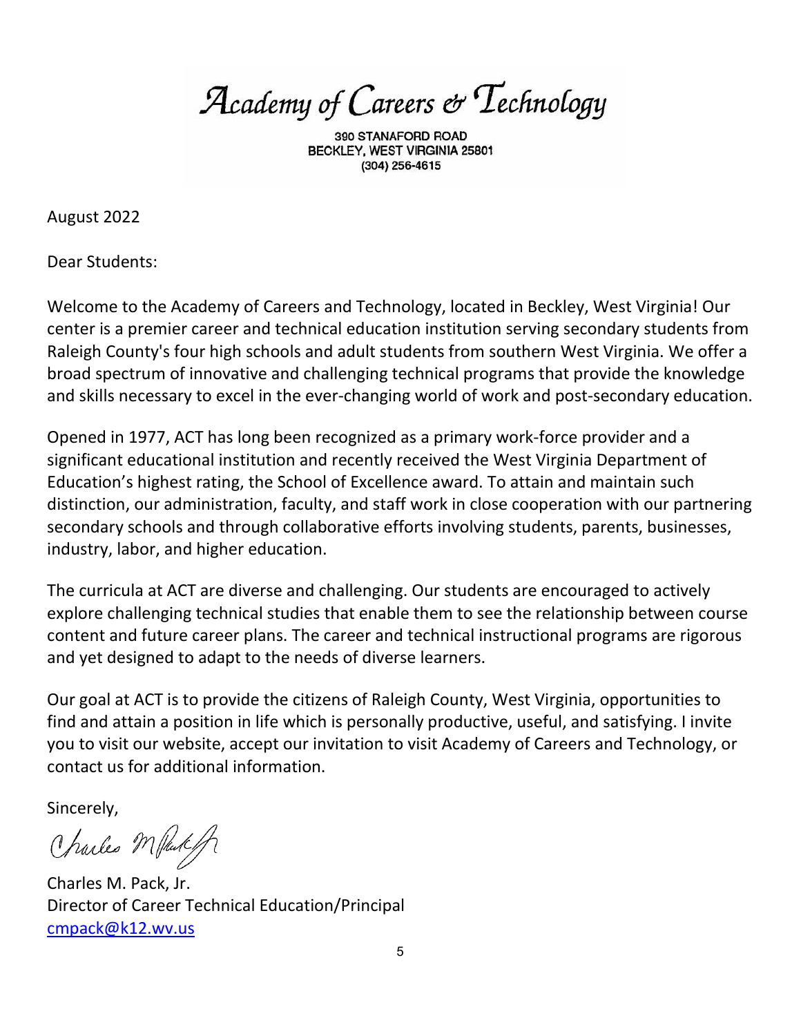# Academy of Careers & Technology

390 STANAFORD ROAD
BECKLEY, WEST VIRGINIA 25801
(304) 256-4615

August 2022

Dear Students:

Welcome to the Academy of Careers and Technology, located in Beckley, West Virginia! Our center is a premier career and technical education institution serving secondary students from Raleigh County's four high schools and adult students from southern West Virginia. We offer a broad spectrum of innovative and challenging technical programs that provide the knowledge and skills necessary to excel in the ever-changing world of work and post-secondary education.

Opened in 1977, ACT has long been recognized as a primary work-force provider and a significant educational institution and recently received the West Virginia Department of Education's highest rating, the School of Excellence award. To attain and maintain such distinction, our administration, faculty, and staff work in close cooperation with our partnering secondary schools and through collaborative efforts involving students, parents, businesses, industry, labor, and higher education.

The curricula at ACT are diverse and challenging. Our students are encouraged to actively explore challenging technical studies that enable them to see the relationship between course content and future career plans. The career and technical instructional programs are rigorous and yet designed to adapt to the needs of diverse learners.

Our goal at ACT is to provide the citizens of Raleigh County, West Virginia, opportunities to find and attain a position in life which is personally productive, useful, and satisfying. I invite you to visit our website, accept our invitation to visit Academy of Careers and Technology, or contact us for additional information.

Sincerely,

Charles M. Pack, Jr.
Director of Career Technical Education/Principal
cmpack@k12.wv.us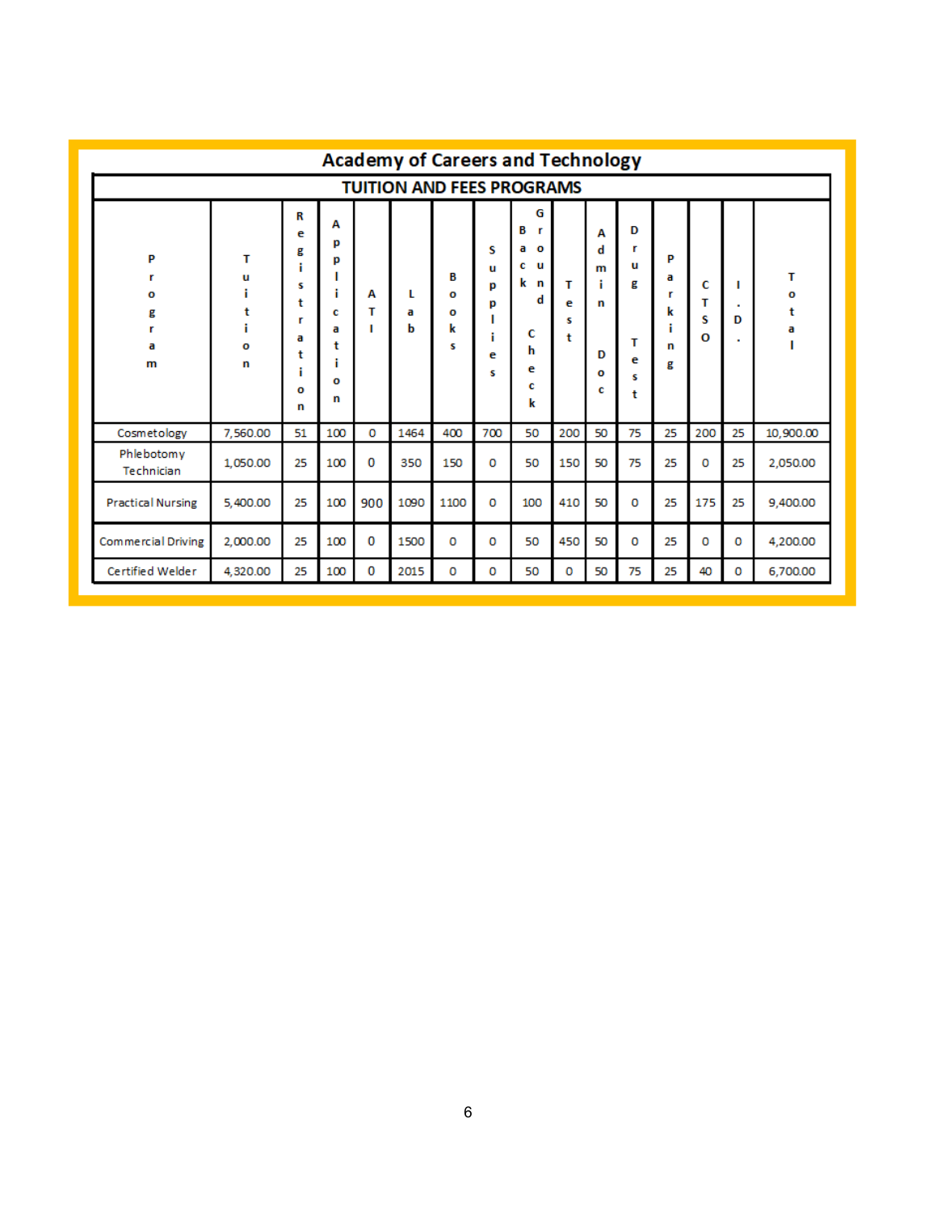# Academy of Careers and Technology

## TUITION AND FEES PROGRAMS

| Program | Tuition | Registration | Application | ATI | Lab | Books | Supplies | Background Check | Test | Admin Doc | Drug Test | Parking | CTSO | I.D. | Total |
|---|---|---|---|---|---|---|---|---|---|---|---|---|---|---|---|
| Cosmetology | 7,560.00 | 51 | 100 | 0 | 1464 | 400 | 700 | 50 | 200 | 50 | 75 | 25 | 200 | 25 | 10,900.00 |
| Phlebotomy Technician | 1,050.00 | 25 | 100 | 0 | 350 | 150 | 0 | 50 | 150 | 50 | 75 | 25 | 0 | 25 | 2,050.00 |
| Practical Nursing | 5,400.00 | 25 | 100 | 900 | 1090 | 1100 | 0 | 100 | 410 | 50 | 0 | 25 | 175 | 25 | 9,400.00 |
| Commercial Driving | 2,000.00 | 25 | 100 | 0 | 1500 | 0 | 0 | 50 | 450 | 50 | 0 | 25 | 0 | 0 | 4,200.00 |
| Certified Welder | 4,320.00 | 25 | 100 | 0 | 2015 | 0 | 0 | 50 | 0 | 50 | 75 | 25 | 40 | 0 | 6,700.00 |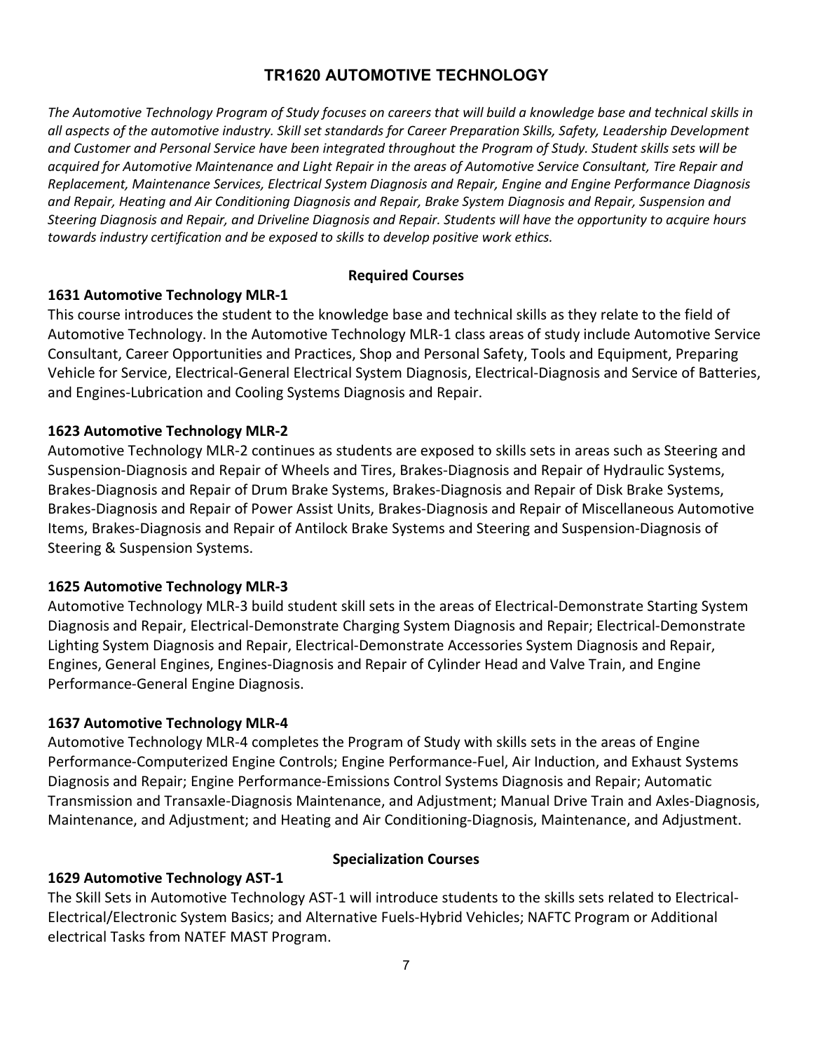# TR1620 AUTOMOTIVE TECHNOLOGY

*The Automotive Technology Program of Study focuses on careers that will build a knowledge base and technical skills in all aspects of the automotive industry. Skill set standards for Career Preparation Skills, Safety, Leadership Development and Customer and Personal Service have been integrated throughout the Program of Study. Student skills sets will be acquired for Automotive Maintenance and Light Repair in the areas of Automotive Service Consultant, Tire Repair and Replacement, Maintenance Services, Electrical System Diagnosis and Repair, Engine and Engine Performance Diagnosis and Repair, Heating and Air Conditioning Diagnosis and Repair, Brake System Diagnosis and Repair, Suspension and Steering Diagnosis and Repair, and Driveline Diagnosis and Repair. Students will have the opportunity to acquire hours towards industry certification and be exposed to skills to develop positive work ethics.*

## Required Courses

### 1631 Automotive Technology MLR-1

This course introduces the student to the knowledge base and technical skills as they relate to the field of Automotive Technology. In the Automotive Technology MLR-1 class areas of study include Automotive Service Consultant, Career Opportunities and Practices, Shop and Personal Safety, Tools and Equipment, Preparing Vehicle for Service, Electrical-General Electrical System Diagnosis, Electrical-Diagnosis and Service of Batteries, and Engines-Lubrication and Cooling Systems Diagnosis and Repair.

### 1623 Automotive Technology MLR-2

Automotive Technology MLR-2 continues as students are exposed to skills sets in areas such as Steering and Suspension-Diagnosis and Repair of Wheels and Tires, Brakes-Diagnosis and Repair of Hydraulic Systems, Brakes-Diagnosis and Repair of Drum Brake Systems, Brakes-Diagnosis and Repair of Disk Brake Systems, Brakes-Diagnosis and Repair of Power Assist Units, Brakes-Diagnosis and Repair of Miscellaneous Automotive Items, Brakes-Diagnosis and Repair of Antilock Brake Systems and Steering and Suspension-Diagnosis of Steering & Suspension Systems.

### 1625 Automotive Technology MLR-3

Automotive Technology MLR-3 build student skill sets in the areas of Electrical-Demonstrate Starting System Diagnosis and Repair, Electrical-Demonstrate Charging System Diagnosis and Repair; Electrical-Demonstrate Lighting System Diagnosis and Repair, Electrical-Demonstrate Accessories System Diagnosis and Repair, Engines, General Engines, Engines-Diagnosis and Repair of Cylinder Head and Valve Train, and Engine Performance-General Engine Diagnosis.

### 1637 Automotive Technology MLR-4

Automotive Technology MLR-4 completes the Program of Study with skills sets in the areas of Engine Performance-Computerized Engine Controls; Engine Performance-Fuel, Air Induction, and Exhaust Systems Diagnosis and Repair; Engine Performance-Emissions Control Systems Diagnosis and Repair; Automatic Transmission and Transaxle-Diagnosis Maintenance, and Adjustment; Manual Drive Train and Axles-Diagnosis, Maintenance, and Adjustment; and Heating and Air Conditioning-Diagnosis, Maintenance, and Adjustment.

## Specialization Courses

### 1629 Automotive Technology AST-1

The Skill Sets in Automotive Technology AST-1 will introduce students to the skills sets related to Electrical-Electrical/Electronic System Basics; and Alternative Fuels-Hybrid Vehicles; NAFTC Program or Additional electrical Tasks from NATEF MAST Program.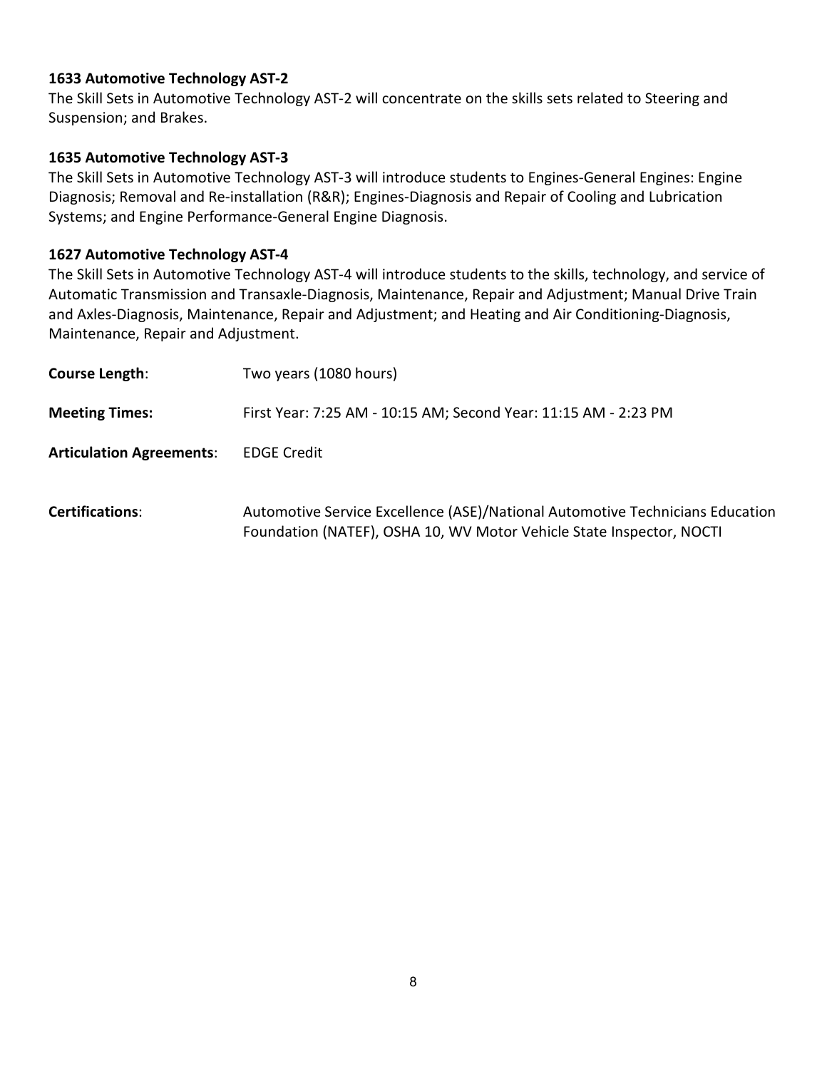**1633 Automotive Technology AST-2**

The Skill Sets in Automotive Technology AST-2 will concentrate on the skills sets related to Steering and Suspension; and Brakes.

**1635 Automotive Technology AST-3**

The Skill Sets in Automotive Technology AST-3 will introduce students to Engines-General Engines: Engine Diagnosis; Removal and Re-installation (R&R); Engines-Diagnosis and Repair of Cooling and Lubrication Systems; and Engine Performance-General Engine Diagnosis.

**1627 Automotive Technology AST-4**

The Skill Sets in Automotive Technology AST-4 will introduce students to the skills, technology, and service of Automatic Transmission and Transaxle-Diagnosis, Maintenance, Repair and Adjustment; Manual Drive Train and Axles-Diagnosis, Maintenance, Repair and Adjustment; and Heating and Air Conditioning-Diagnosis, Maintenance, Repair and Adjustment.

**Course Length**: Two years (1080 hours)

**Meeting Times:** First Year: 7:25 AM - 10:15 AM; Second Year: 11:15 AM - 2:23 PM

**Articulation Agreements**: EDGE Credit

**Certifications**: Automotive Service Excellence (ASE)/National Automotive Technicians Education Foundation (NATEF), OSHA 10, WV Motor Vehicle State Inspector, NOCTI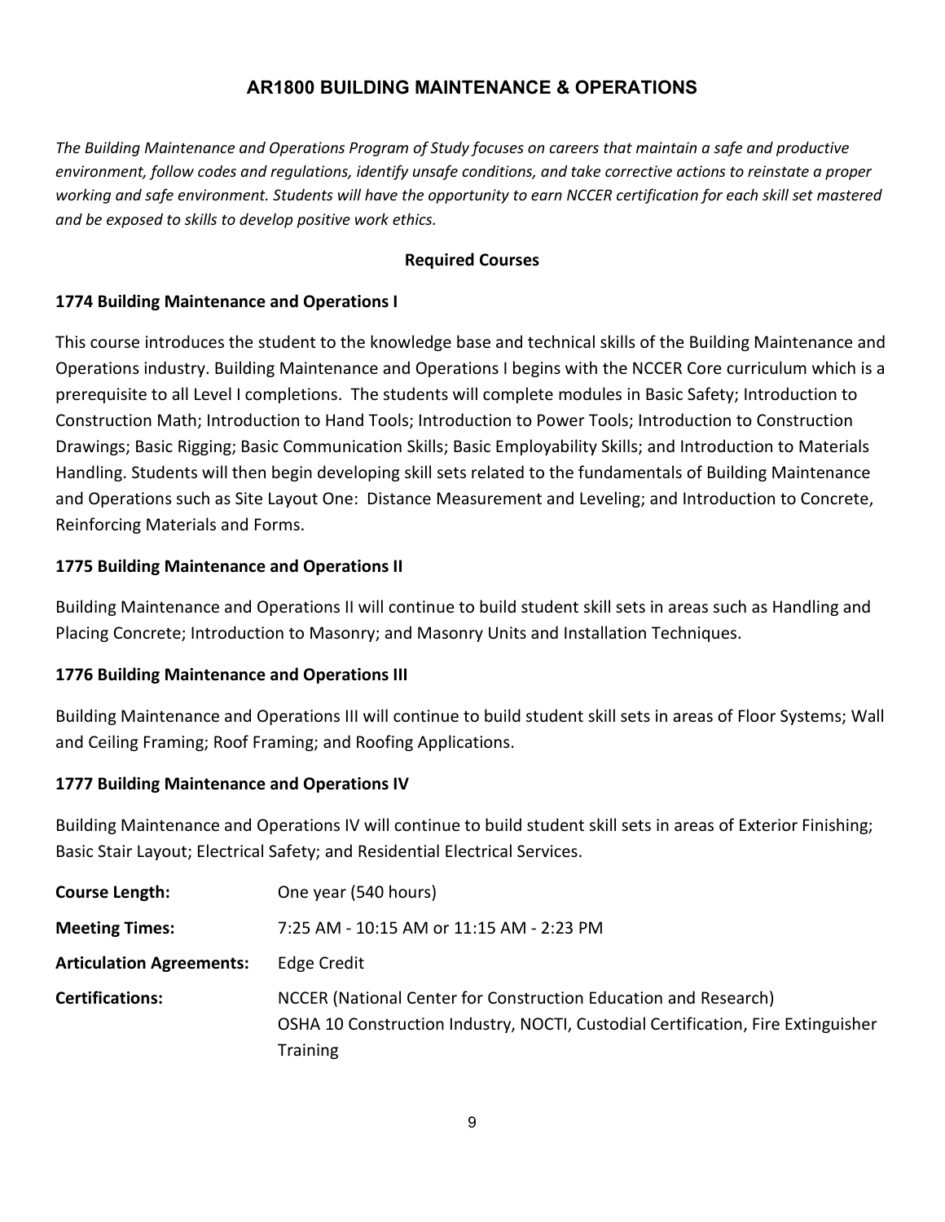# AR1800 BUILDING MAINTENANCE & OPERATIONS

*The Building Maintenance and Operations Program of Study focuses on careers that maintain a safe and productive environment, follow codes and regulations, identify unsafe conditions, and take corrective actions to reinstate a proper working and safe environment. Students will have the opportunity to earn NCCER certification for each skill set mastered and be exposed to skills to develop positive work ethics.*

**Required Courses**

**1774 Building Maintenance and Operations I**

This course introduces the student to the knowledge base and technical skills of the Building Maintenance and Operations industry. Building Maintenance and Operations I begins with the NCCER Core curriculum which is a prerequisite to all Level I completions. The students will complete modules in Basic Safety; Introduction to Construction Math; Introduction to Hand Tools; Introduction to Power Tools; Introduction to Construction Drawings; Basic Rigging; Basic Communication Skills; Basic Employability Skills; and Introduction to Materials Handling. Students will then begin developing skill sets related to the fundamentals of Building Maintenance and Operations such as Site Layout One: Distance Measurement and Leveling; and Introduction to Concrete, Reinforcing Materials and Forms.

**1775 Building Maintenance and Operations II**

Building Maintenance and Operations II will continue to build student skill sets in areas such as Handling and Placing Concrete; Introduction to Masonry; and Masonry Units and Installation Techniques.

**1776 Building Maintenance and Operations III**

Building Maintenance and Operations III will continue to build student skill sets in areas of Floor Systems; Wall and Ceiling Framing; Roof Framing; and Roofing Applications.

**1777 Building Maintenance and Operations IV**

Building Maintenance and Operations IV will continue to build student skill sets in areas of Exterior Finishing; Basic Stair Layout; Electrical Safety; and Residential Electrical Services.

**Course Length:** One year (540 hours)

**Meeting Times:** 7:25 AM - 10:15 AM or 11:15 AM - 2:23 PM

**Articulation Agreements:** Edge Credit

**Certifications:** NCCER (National Center for Construction Education and Research)
OSHA 10 Construction Industry, NOCTI, Custodial Certification, Fire Extinguisher Training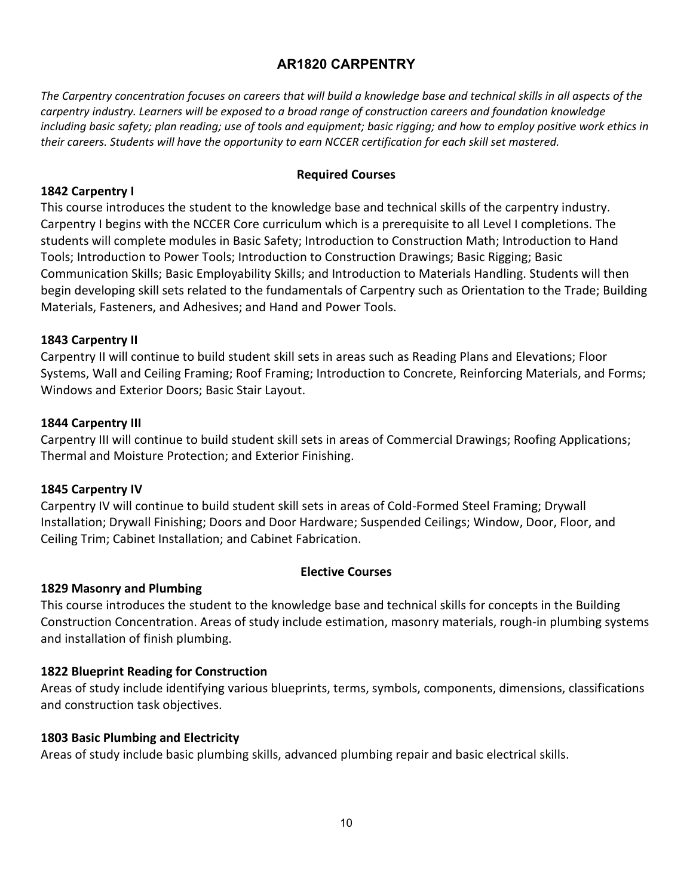# AR1820 CARPENTRY

*The Carpentry concentration focuses on careers that will build a knowledge base and technical skills in all aspects of the carpentry industry. Learners will be exposed to a broad range of construction careers and foundation knowledge including basic safety; plan reading; use of tools and equipment; basic rigging; and how to employ positive work ethics in their careers. Students will have the opportunity to earn NCCER certification for each skill set mastered.*

## Required Courses

### 1842 Carpentry I

This course introduces the student to the knowledge base and technical skills of the carpentry industry. Carpentry I begins with the NCCER Core curriculum which is a prerequisite to all Level I completions. The students will complete modules in Basic Safety; Introduction to Construction Math; Introduction to Hand Tools; Introduction to Power Tools; Introduction to Construction Drawings; Basic Rigging; Basic Communication Skills; Basic Employability Skills; and Introduction to Materials Handling. Students will then begin developing skill sets related to the fundamentals of Carpentry such as Orientation to the Trade; Building Materials, Fasteners, and Adhesives; and Hand and Power Tools.

### 1843 Carpentry II

Carpentry II will continue to build student skill sets in areas such as Reading Plans and Elevations; Floor Systems, Wall and Ceiling Framing; Roof Framing; Introduction to Concrete, Reinforcing Materials, and Forms; Windows and Exterior Doors; Basic Stair Layout.

### 1844 Carpentry III

Carpentry III will continue to build student skill sets in areas of Commercial Drawings; Roofing Applications; Thermal and Moisture Protection; and Exterior Finishing.

### 1845 Carpentry IV

Carpentry IV will continue to build student skill sets in areas of Cold-Formed Steel Framing; Drywall Installation; Drywall Finishing; Doors and Door Hardware; Suspended Ceilings; Window, Door, Floor, and Ceiling Trim; Cabinet Installation; and Cabinet Fabrication.

## Elective Courses

### 1829 Masonry and Plumbing

This course introduces the student to the knowledge base and technical skills for concepts in the Building Construction Concentration. Areas of study include estimation, masonry materials, rough-in plumbing systems and installation of finish plumbing.

### 1822 Blueprint Reading for Construction

Areas of study include identifying various blueprints, terms, symbols, components, dimensions, classifications and construction task objectives.

### 1803 Basic Plumbing and Electricity

Areas of study include basic plumbing skills, advanced plumbing repair and basic electrical skills.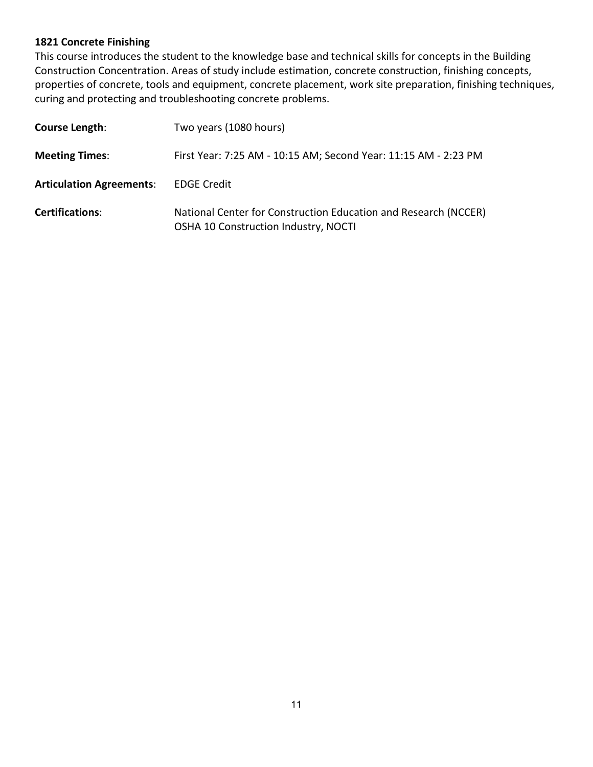**1821 Concrete Finishing**

This course introduces the student to the knowledge base and technical skills for concepts in the Building Construction Concentration. Areas of study include estimation, concrete construction, finishing concepts, properties of concrete, tools and equipment, concrete placement, work site preparation, finishing techniques, curing and protecting and troubleshooting concrete problems.

**Course Length**: Two years (1080 hours)

**Meeting Times**: First Year: 7:25 AM - 10:15 AM; Second Year: 11:15 AM - 2:23 PM

**Articulation Agreements**: EDGE Credit

**Certifications**: National Center for Construction Education and Research (NCCER)
OSHA 10 Construction Industry, NOCTI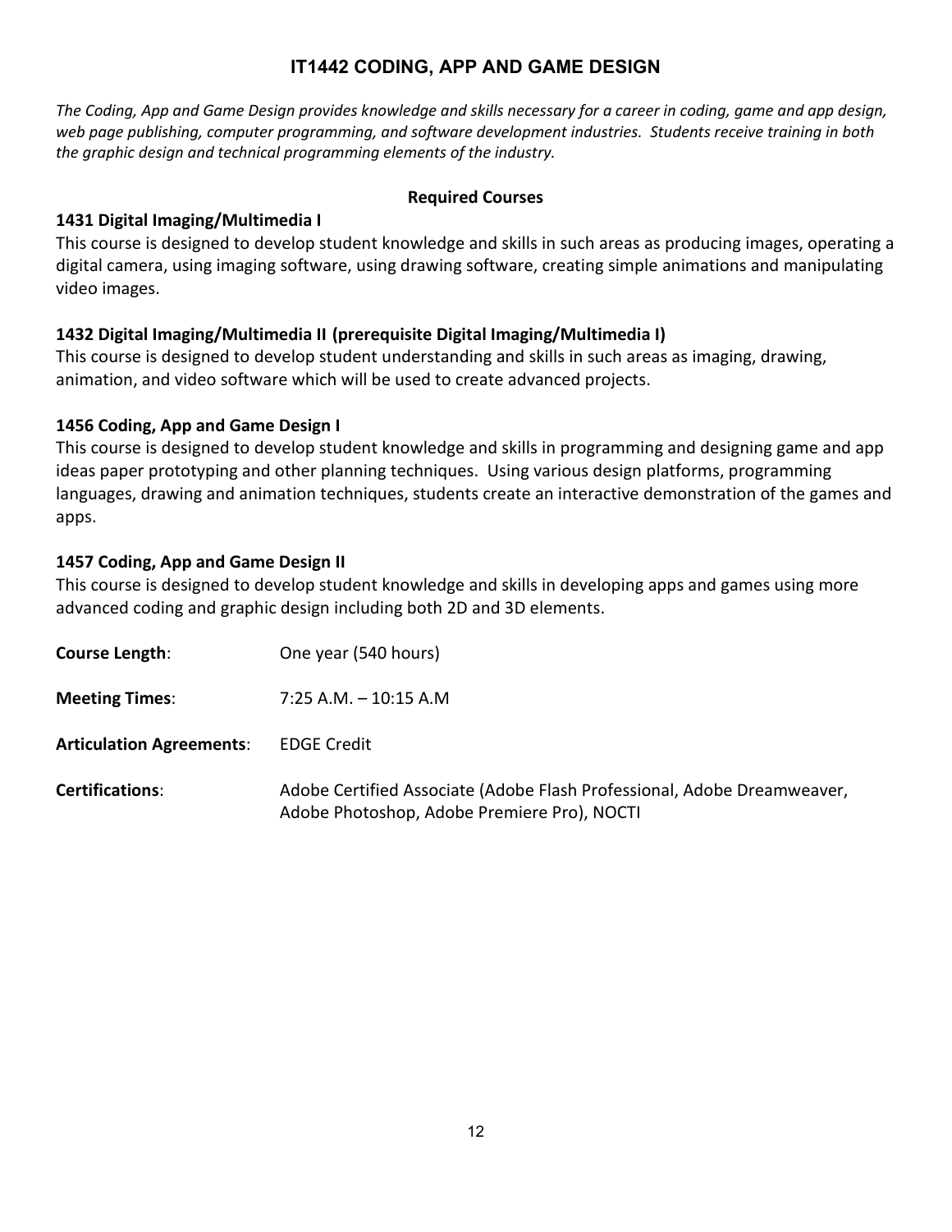## IT1442 CODING, APP AND GAME DESIGN

*The Coding, App and Game Design provides knowledge and skills necessary for a career in coding, game and app design, web page publishing, computer programming, and software development industries. Students receive training in both the graphic design and technical programming elements of the industry.*

### Required Courses

**1431 Digital Imaging/Multimedia I**

This course is designed to develop student knowledge and skills in such areas as producing images, operating a digital camera, using imaging software, using drawing software, creating simple animations and manipulating video images.

**1432 Digital Imaging/Multimedia II (prerequisite Digital Imaging/Multimedia I)**

This course is designed to develop student understanding and skills in such areas as imaging, drawing, animation, and video software which will be used to create advanced projects.

**1456 Coding, App and Game Design I**

This course is designed to develop student knowledge and skills in programming and designing game and app ideas paper prototyping and other planning techniques. Using various design platforms, programming languages, drawing and animation techniques, students create an interactive demonstration of the games and apps.

**1457 Coding, App and Game Design II**

This course is designed to develop student knowledge and skills in developing apps and games using more advanced coding and graphic design including both 2D and 3D elements.

**Course Length**: One year (540 hours)

**Meeting Times**: 7:25 A.M. – 10:15 A.M

**Articulation Agreements**: EDGE Credit

**Certifications**: Adobe Certified Associate (Adobe Flash Professional, Adobe Dreamweaver, Adobe Photoshop, Adobe Premiere Pro), NOCTI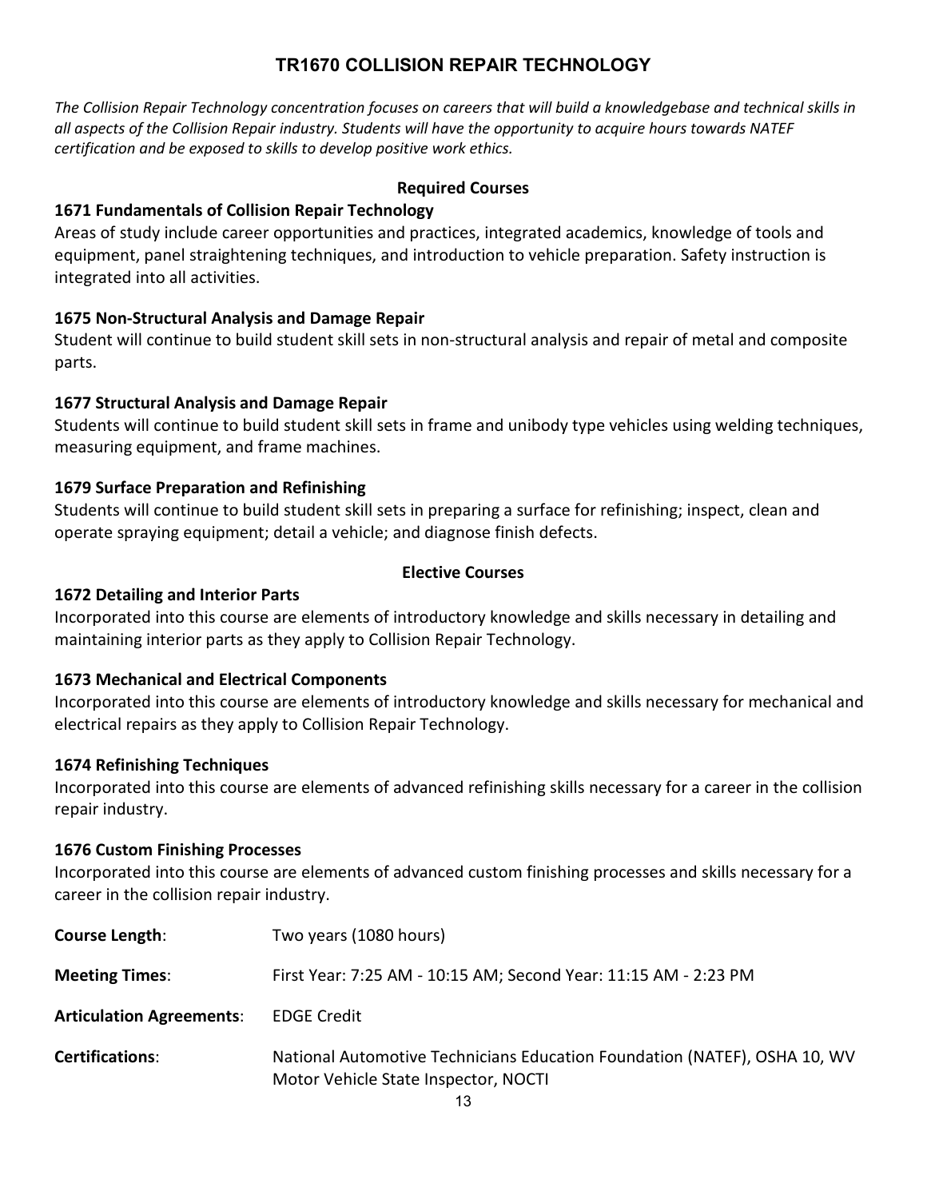# TR1670 COLLISION REPAIR TECHNOLOGY

*The Collision Repair Technology concentration focuses on careers that will build a knowledgebase and technical skills in all aspects of the Collision Repair industry. Students will have the opportunity to acquire hours towards NATEF certification and be exposed to skills to develop positive work ethics.*

## Required Courses

### 1671 Fundamentals of Collision Repair Technology

Areas of study include career opportunities and practices, integrated academics, knowledge of tools and equipment, panel straightening techniques, and introduction to vehicle preparation. Safety instruction is integrated into all activities.

### 1675 Non-Structural Analysis and Damage Repair

Student will continue to build student skill sets in non-structural analysis and repair of metal and composite parts.

### 1677 Structural Analysis and Damage Repair

Students will continue to build student skill sets in frame and unibody type vehicles using welding techniques, measuring equipment, and frame machines.

### 1679 Surface Preparation and Refinishing

Students will continue to build student skill sets in preparing a surface for refinishing; inspect, clean and operate spraying equipment; detail a vehicle; and diagnose finish defects.

## Elective Courses

### 1672 Detailing and Interior Parts

Incorporated into this course are elements of introductory knowledge and skills necessary in detailing and maintaining interior parts as they apply to Collision Repair Technology.

### 1673 Mechanical and Electrical Components

Incorporated into this course are elements of introductory knowledge and skills necessary for mechanical and electrical repairs as they apply to Collision Repair Technology.

### 1674 Refinishing Techniques

Incorporated into this course are elements of advanced refinishing skills necessary for a career in the collision repair industry.

### 1676 Custom Finishing Processes

Incorporated into this course are elements of advanced custom finishing processes and skills necessary for a career in the collision repair industry.

**Course Length**: Two years (1080 hours)

**Meeting Times**: First Year: 7:25 AM - 10:15 AM; Second Year: 11:15 AM - 2:23 PM

**Articulation Agreements**: EDGE Credit

**Certifications**: National Automotive Technicians Education Foundation (NATEF), OSHA 10, WV Motor Vehicle State Inspector, NOCTI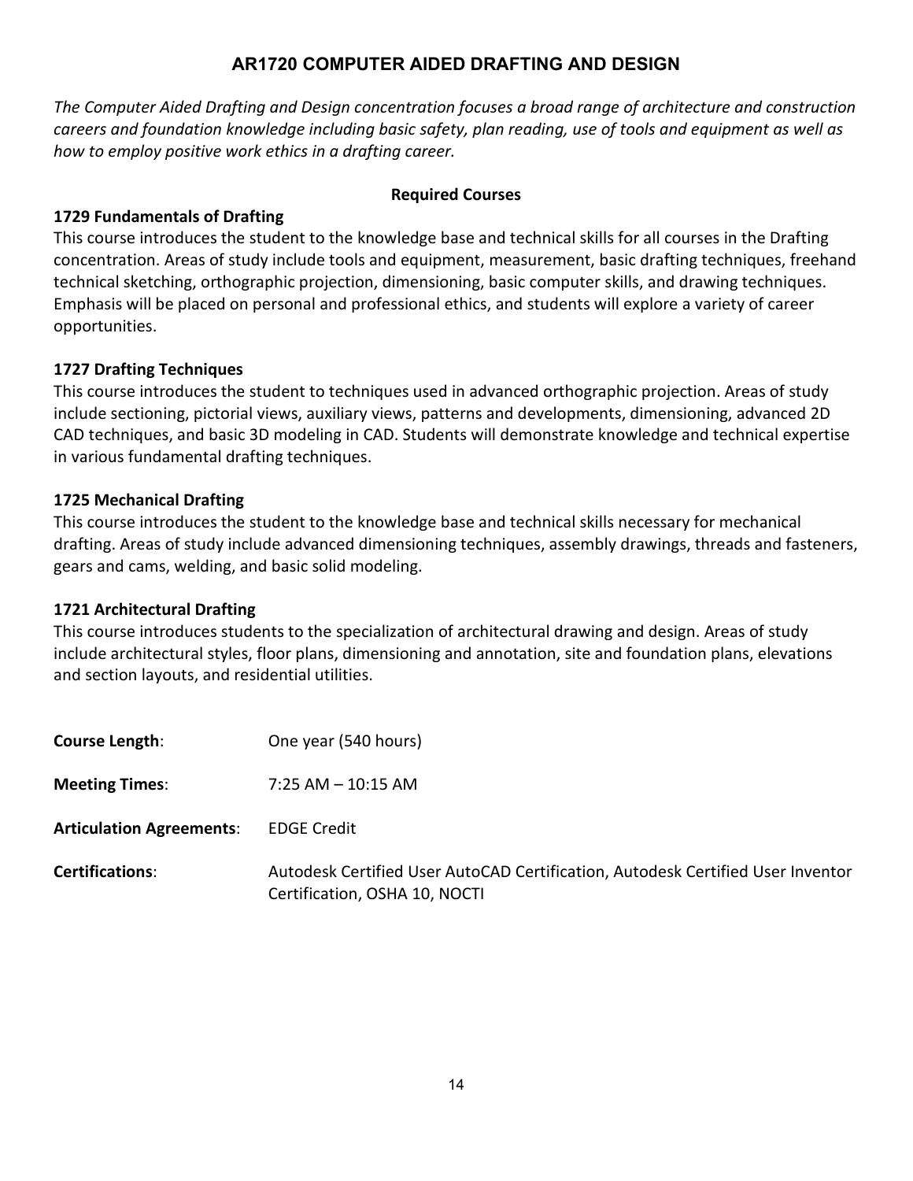## AR1720 COMPUTER AIDED DRAFTING AND DESIGN

*The Computer Aided Drafting and Design concentration focuses a broad range of architecture and construction careers and foundation knowledge including basic safety, plan reading, use of tools and equipment as well as how to employ positive work ethics in a drafting career.*

**Required Courses**

**1729 Fundamentals of Drafting**
This course introduces the student to the knowledge base and technical skills for all courses in the Drafting concentration. Areas of study include tools and equipment, measurement, basic drafting techniques, freehand technical sketching, orthographic projection, dimensioning, basic computer skills, and drawing techniques. Emphasis will be placed on personal and professional ethics, and students will explore a variety of career opportunities.

**1727 Drafting Techniques**
This course introduces the student to techniques used in advanced orthographic projection. Areas of study include sectioning, pictorial views, auxiliary views, patterns and developments, dimensioning, advanced 2D CAD techniques, and basic 3D modeling in CAD. Students will demonstrate knowledge and technical expertise in various fundamental drafting techniques.

**1725 Mechanical Drafting**
This course introduces the student to the knowledge base and technical skills necessary for mechanical drafting. Areas of study include advanced dimensioning techniques, assembly drawings, threads and fasteners, gears and cams, welding, and basic solid modeling.

**1721 Architectural Drafting**
This course introduces students to the specialization of architectural drawing and design. Areas of study include architectural styles, floor plans, dimensioning and annotation, site and foundation plans, elevations and section layouts, and residential utilities.

**Course Length**: One year (540 hours)

**Meeting Times**: 7:25 AM – 10:15 AM

**Articulation Agreements**: EDGE Credit

**Certifications**: Autodesk Certified User AutoCAD Certification, Autodesk Certified User Inventor Certification, OSHA 10, NOCTI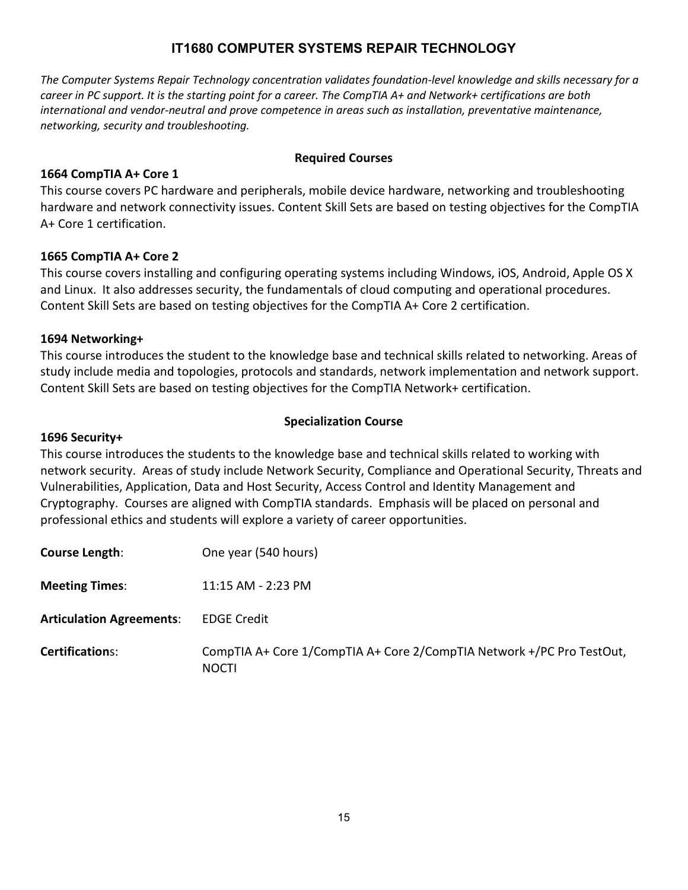# IT1680 COMPUTER SYSTEMS REPAIR TECHNOLOGY

*The Computer Systems Repair Technology concentration validates foundation-level knowledge and skills necessary for a career in PC support. It is the starting point for a career. The CompTIA A+ and Network+ certifications are both international and vendor-neutral and prove competence in areas such as installation, preventative maintenance, networking, security and troubleshooting.*

## Required Courses

**1664 CompTIA A+ Core 1**
This course covers PC hardware and peripherals, mobile device hardware, networking and troubleshooting hardware and network connectivity issues. Content Skill Sets are based on testing objectives for the CompTIA A+ Core 1 certification.

**1665 CompTIA A+ Core 2**
This course covers installing and configuring operating systems including Windows, iOS, Android, Apple OS X and Linux. It also addresses security, the fundamentals of cloud computing and operational procedures. Content Skill Sets are based on testing objectives for the CompTIA A+ Core 2 certification.

**1694 Networking+**
This course introduces the student to the knowledge base and technical skills related to networking. Areas of study include media and topologies, protocols and standards, network implementation and network support. Content Skill Sets are based on testing objectives for the CompTIA Network+ certification.

## Specialization Course

**1696 Security+**
This course introduces the students to the knowledge base and technical skills related to working with network security. Areas of study include Network Security, Compliance and Operational Security, Threats and Vulnerabilities, Application, Data and Host Security, Access Control and Identity Management and Cryptography. Courses are aligned with CompTIA standards. Emphasis will be placed on personal and professional ethics and students will explore a variety of career opportunities.

**Course Length**: One year (540 hours)

**Meeting Times**: 11:15 AM - 2:23 PM

**Articulation Agreements**: EDGE Credit

**Certifications**: CompTIA A+ Core 1/CompTIA A+ Core 2/CompTIA Network +/PC Pro TestOut, NOCTI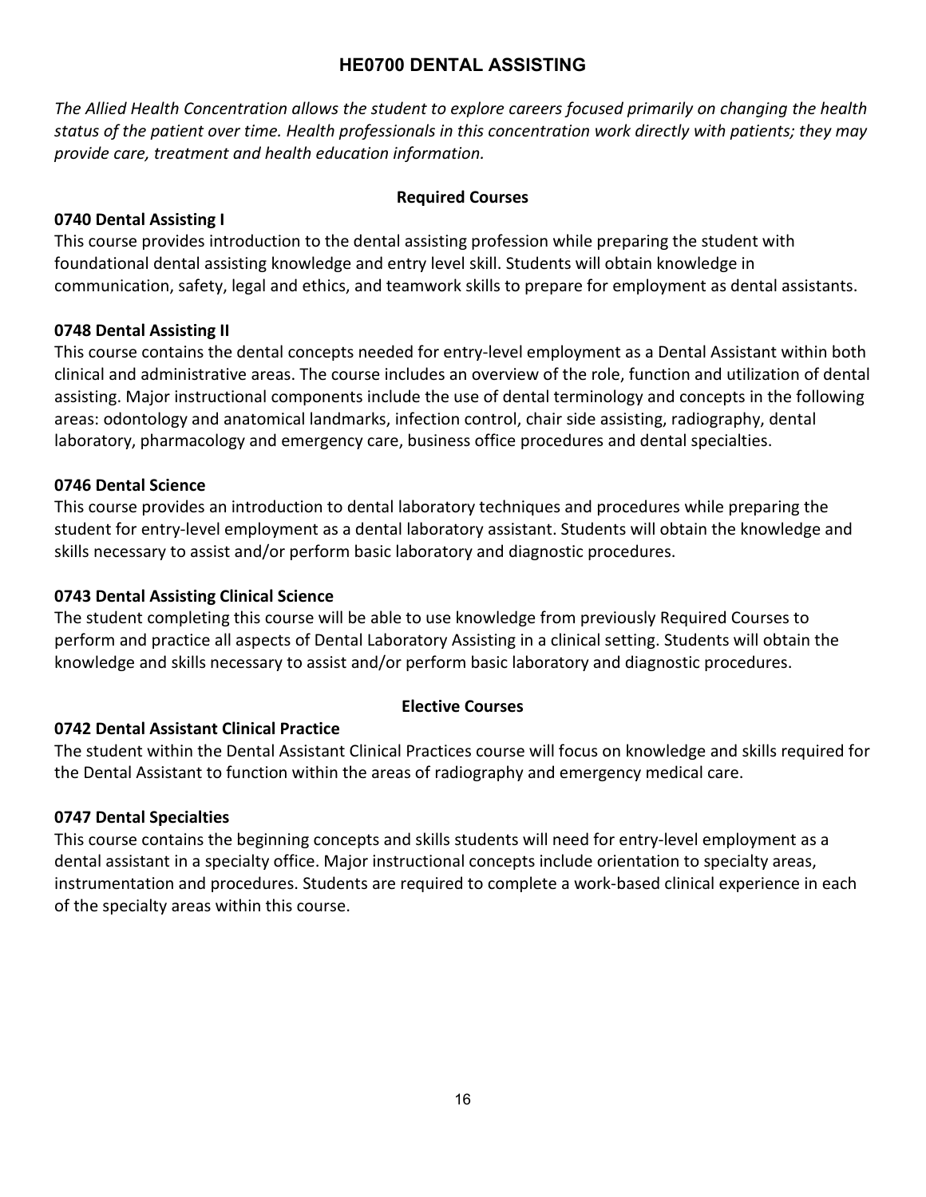# HE0700 DENTAL ASSISTING

*The Allied Health Concentration allows the student to explore careers focused primarily on changing the health status of the patient over time. Health professionals in this concentration work directly with patients; they may provide care, treatment and health education information.*

## Required Courses

**0740 Dental Assisting I**

This course provides introduction to the dental assisting profession while preparing the student with foundational dental assisting knowledge and entry level skill. Students will obtain knowledge in communication, safety, legal and ethics, and teamwork skills to prepare for employment as dental assistants.

**0748 Dental Assisting II**

This course contains the dental concepts needed for entry-level employment as a Dental Assistant within both clinical and administrative areas. The course includes an overview of the role, function and utilization of dental assisting. Major instructional components include the use of dental terminology and concepts in the following areas: odontology and anatomical landmarks, infection control, chair side assisting, radiography, dental laboratory, pharmacology and emergency care, business office procedures and dental specialties.

**0746 Dental Science**

This course provides an introduction to dental laboratory techniques and procedures while preparing the student for entry-level employment as a dental laboratory assistant. Students will obtain the knowledge and skills necessary to assist and/or perform basic laboratory and diagnostic procedures.

**0743 Dental Assisting Clinical Science**

The student completing this course will be able to use knowledge from previously Required Courses to perform and practice all aspects of Dental Laboratory Assisting in a clinical setting. Students will obtain the knowledge and skills necessary to assist and/or perform basic laboratory and diagnostic procedures.

## Elective Courses

**0742 Dental Assistant Clinical Practice**

The student within the Dental Assistant Clinical Practices course will focus on knowledge and skills required for the Dental Assistant to function within the areas of radiography and emergency medical care.

**0747 Dental Specialties**

This course contains the beginning concepts and skills students will need for entry-level employment as a dental assistant in a specialty office. Major instructional concepts include orientation to specialty areas, instrumentation and procedures. Students are required to complete a work-based clinical experience in each of the specialty areas within this course.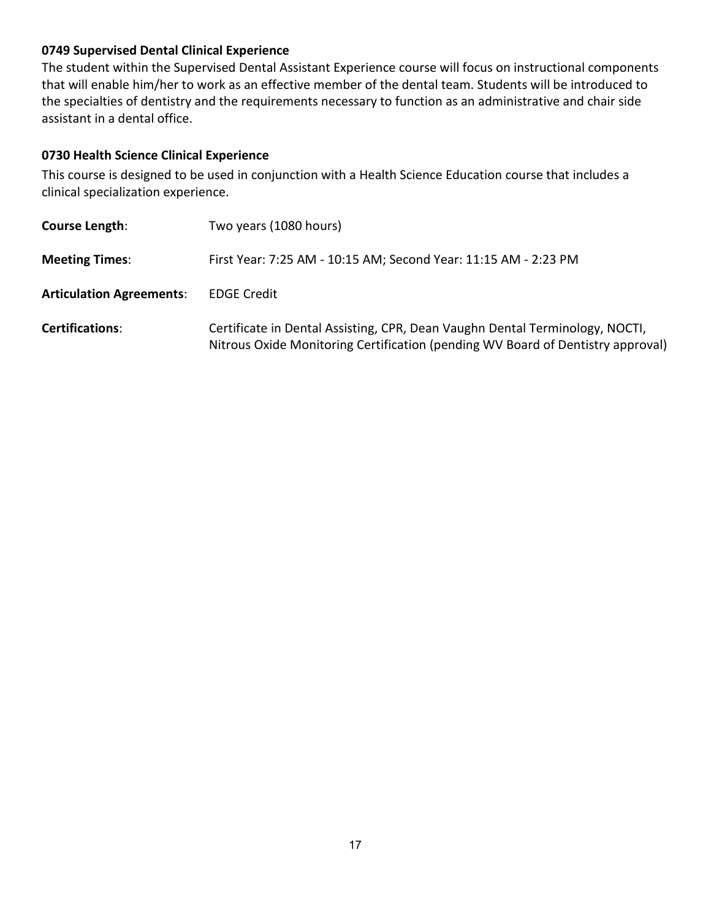**0749 Supervised Dental Clinical Experience**

The student within the Supervised Dental Assistant Experience course will focus on instructional components that will enable him/her to work as an effective member of the dental team. Students will be introduced to the specialties of dentistry and the requirements necessary to function as an administrative and chair side assistant in a dental office.

**0730 Health Science Clinical Experience**

This course is designed to be used in conjunction with a Health Science Education course that includes a clinical specialization experience.

**Course Length**: Two years (1080 hours)

**Meeting Times**: First Year: 7:25 AM - 10:15 AM; Second Year: 11:15 AM - 2:23 PM

**Articulation Agreements**: EDGE Credit

**Certifications**: Certificate in Dental Assisting, CPR, Dean Vaughn Dental Terminology, NOCTI, Nitrous Oxide Monitoring Certification (pending WV Board of Dentistry approval)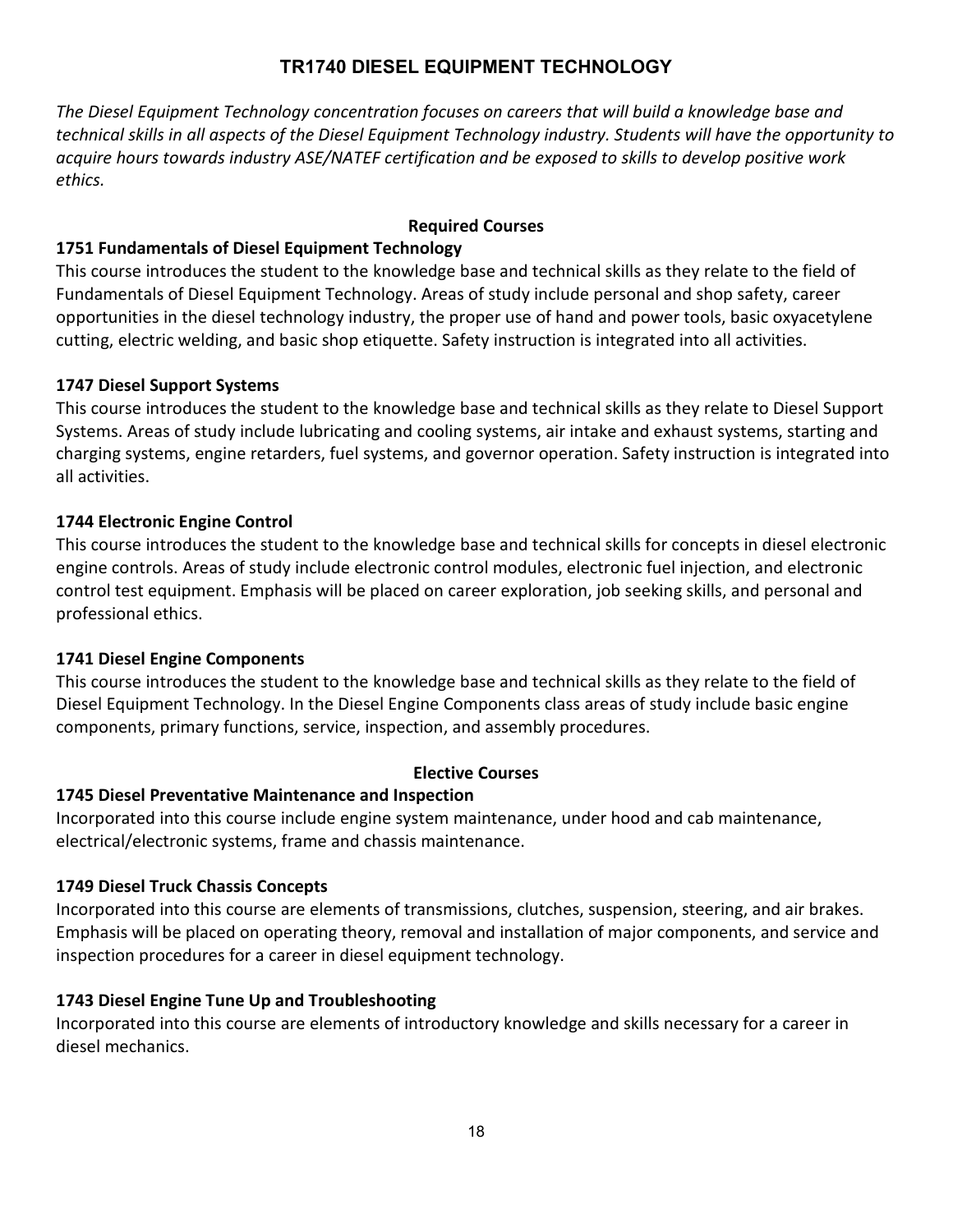# TR1740 DIESEL EQUIPMENT TECHNOLOGY

*The Diesel Equipment Technology concentration focuses on careers that will build a knowledge base and technical skills in all aspects of the Diesel Equipment Technology industry. Students will have the opportunity to acquire hours towards industry ASE/NATEF certification and be exposed to skills to develop positive work ethics.*

## Required Courses

### 1751 Fundamentals of Diesel Equipment Technology

This course introduces the student to the knowledge base and technical skills as they relate to the field of Fundamentals of Diesel Equipment Technology. Areas of study include personal and shop safety, career opportunities in the diesel technology industry, the proper use of hand and power tools, basic oxyacetylene cutting, electric welding, and basic shop etiquette. Safety instruction is integrated into all activities.

### 1747 Diesel Support Systems

This course introduces the student to the knowledge base and technical skills as they relate to Diesel Support Systems. Areas of study include lubricating and cooling systems, air intake and exhaust systems, starting and charging systems, engine retarders, fuel systems, and governor operation. Safety instruction is integrated into all activities.

### 1744 Electronic Engine Control

This course introduces the student to the knowledge base and technical skills for concepts in diesel electronic engine controls. Areas of study include electronic control modules, electronic fuel injection, and electronic control test equipment. Emphasis will be placed on career exploration, job seeking skills, and personal and professional ethics.

### 1741 Diesel Engine Components

This course introduces the student to the knowledge base and technical skills as they relate to the field of Diesel Equipment Technology. In the Diesel Engine Components class areas of study include basic engine components, primary functions, service, inspection, and assembly procedures.

## Elective Courses

### 1745 Diesel Preventative Maintenance and Inspection

Incorporated into this course include engine system maintenance, under hood and cab maintenance, electrical/electronic systems, frame and chassis maintenance.

### 1749 Diesel Truck Chassis Concepts

Incorporated into this course are elements of transmissions, clutches, suspension, steering, and air brakes. Emphasis will be placed on operating theory, removal and installation of major components, and service and inspection procedures for a career in diesel equipment technology.

### 1743 Diesel Engine Tune Up and Troubleshooting

Incorporated into this course are elements of introductory knowledge and skills necessary for a career in diesel mechanics.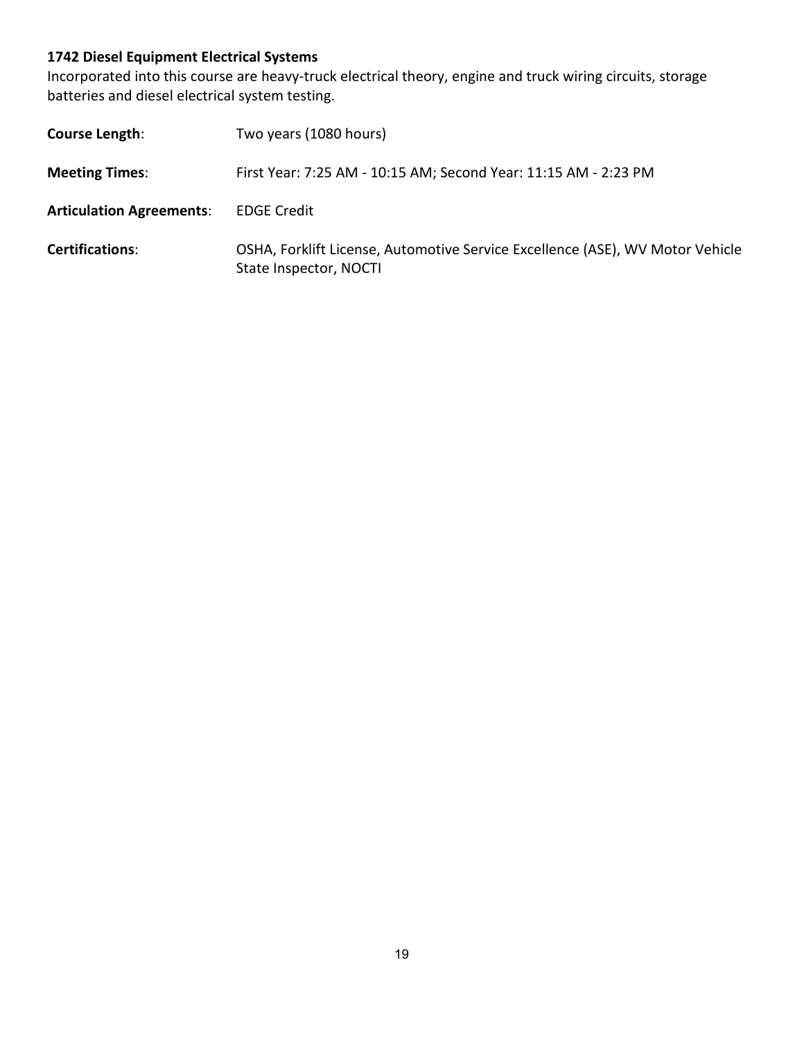### 1742 Diesel Equipment Electrical Systems

Incorporated into this course are heavy-truck electrical theory, engine and truck wiring circuits, storage batteries and diesel electrical system testing.

**Course Length**: Two years (1080 hours)

**Meeting Times**: First Year: 7:25 AM - 10:15 AM; Second Year: 11:15 AM - 2:23 PM

**Articulation Agreements**: EDGE Credit

**Certifications**: OSHA, Forklift License, Automotive Service Excellence (ASE), WV Motor Vehicle State Inspector, NOCTI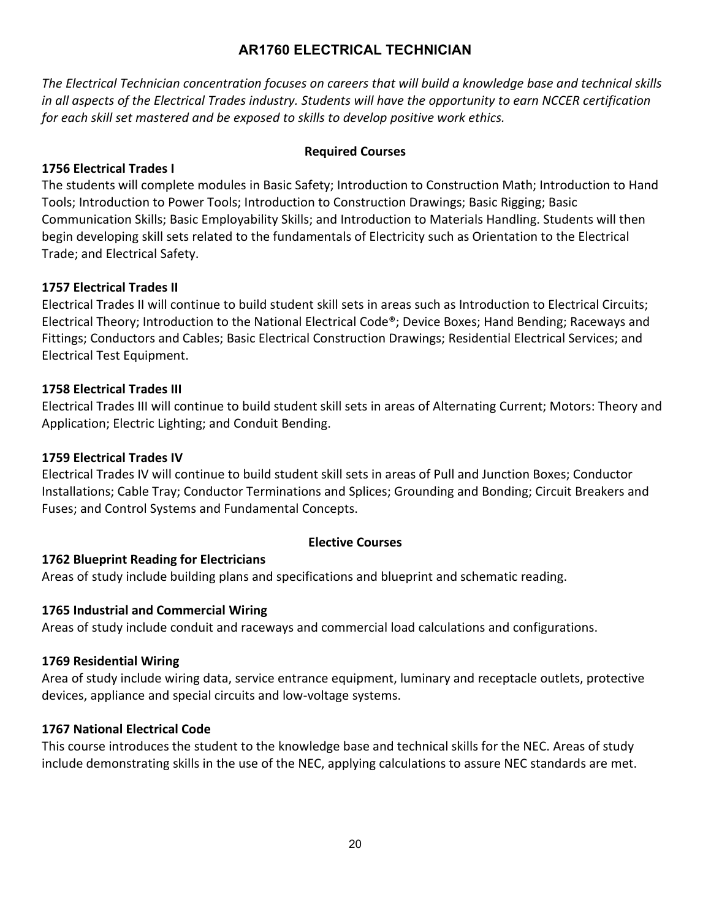# AR1760 ELECTRICAL TECHNICIAN

*The Electrical Technician concentration focuses on careers that will build a knowledge base and technical skills in all aspects of the Electrical Trades industry. Students will have the opportunity to earn NCCER certification for each skill set mastered and be exposed to skills to develop positive work ethics.*

## Required Courses

### 1756 Electrical Trades I

The students will complete modules in Basic Safety; Introduction to Construction Math; Introduction to Hand Tools; Introduction to Power Tools; Introduction to Construction Drawings; Basic Rigging; Basic Communication Skills; Basic Employability Skills; and Introduction to Materials Handling. Students will then begin developing skill sets related to the fundamentals of Electricity such as Orientation to the Electrical Trade; and Electrical Safety.

### 1757 Electrical Trades II

Electrical Trades II will continue to build student skill sets in areas such as Introduction to Electrical Circuits; Electrical Theory; Introduction to the National Electrical Code®; Device Boxes; Hand Bending; Raceways and Fittings; Conductors and Cables; Basic Electrical Construction Drawings; Residential Electrical Services; and Electrical Test Equipment.

### 1758 Electrical Trades III

Electrical Trades III will continue to build student skill sets in areas of Alternating Current; Motors: Theory and Application; Electric Lighting; and Conduit Bending.

### 1759 Electrical Trades IV

Electrical Trades IV will continue to build student skill sets in areas of Pull and Junction Boxes; Conductor Installations; Cable Tray; Conductor Terminations and Splices; Grounding and Bonding; Circuit Breakers and Fuses; and Control Systems and Fundamental Concepts.

## Elective Courses

### 1762 Blueprint Reading for Electricians

Areas of study include building plans and specifications and blueprint and schematic reading.

### 1765 Industrial and Commercial Wiring

Areas of study include conduit and raceways and commercial load calculations and configurations.

### 1769 Residential Wiring

Area of study include wiring data, service entrance equipment, luminary and receptacle outlets, protective devices, appliance and special circuits and low-voltage systems.

### 1767 National Electrical Code

This course introduces the student to the knowledge base and technical skills for the NEC. Areas of study include demonstrating skills in the use of the NEC, applying calculations to assure NEC standards are met.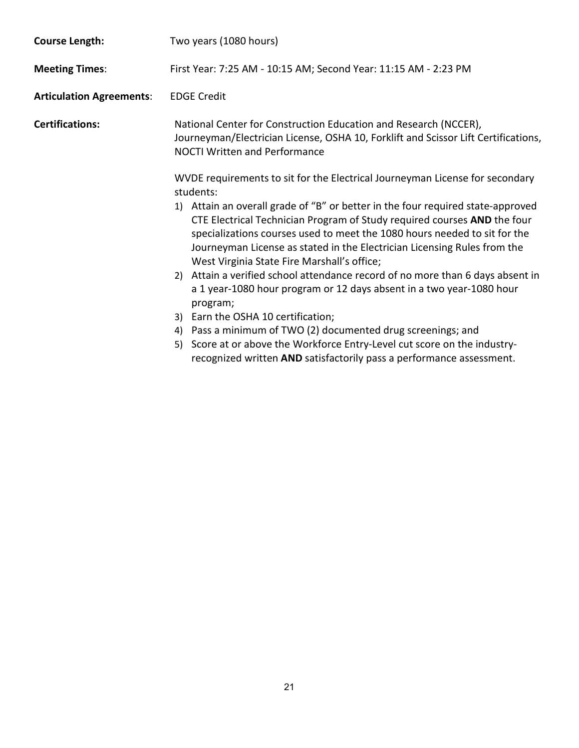**Course Length:** Two years (1080 hours)

**Meeting Times**: First Year: 7:25 AM - 10:15 AM; Second Year: 11:15 AM - 2:23 PM

**Articulation Agreements**: EDGE Credit

**Certifications:** National Center for Construction Education and Research (NCCER), Journeyman/Electrician License, OSHA 10, Forklift and Scissor Lift Certifications, NOCTI Written and Performance

WVDE requirements to sit for the Electrical Journeyman License for secondary students:

1) Attain an overall grade of "B" or better in the four required state-approved CTE Electrical Technician Program of Study required courses **AND** the four specializations courses used to meet the 1080 hours needed to sit for the Journeyman License as stated in the Electrician Licensing Rules from the West Virginia State Fire Marshall's office;
2) Attain a verified school attendance record of no more than 6 days absent in a 1 year-1080 hour program or 12 days absent in a two year-1080 hour program;
3) Earn the OSHA 10 certification;
4) Pass a minimum of TWO (2) documented drug screenings; and
5) Score at or above the Workforce Entry-Level cut score on the industry-recognized written **AND** satisfactorily pass a performance assessment.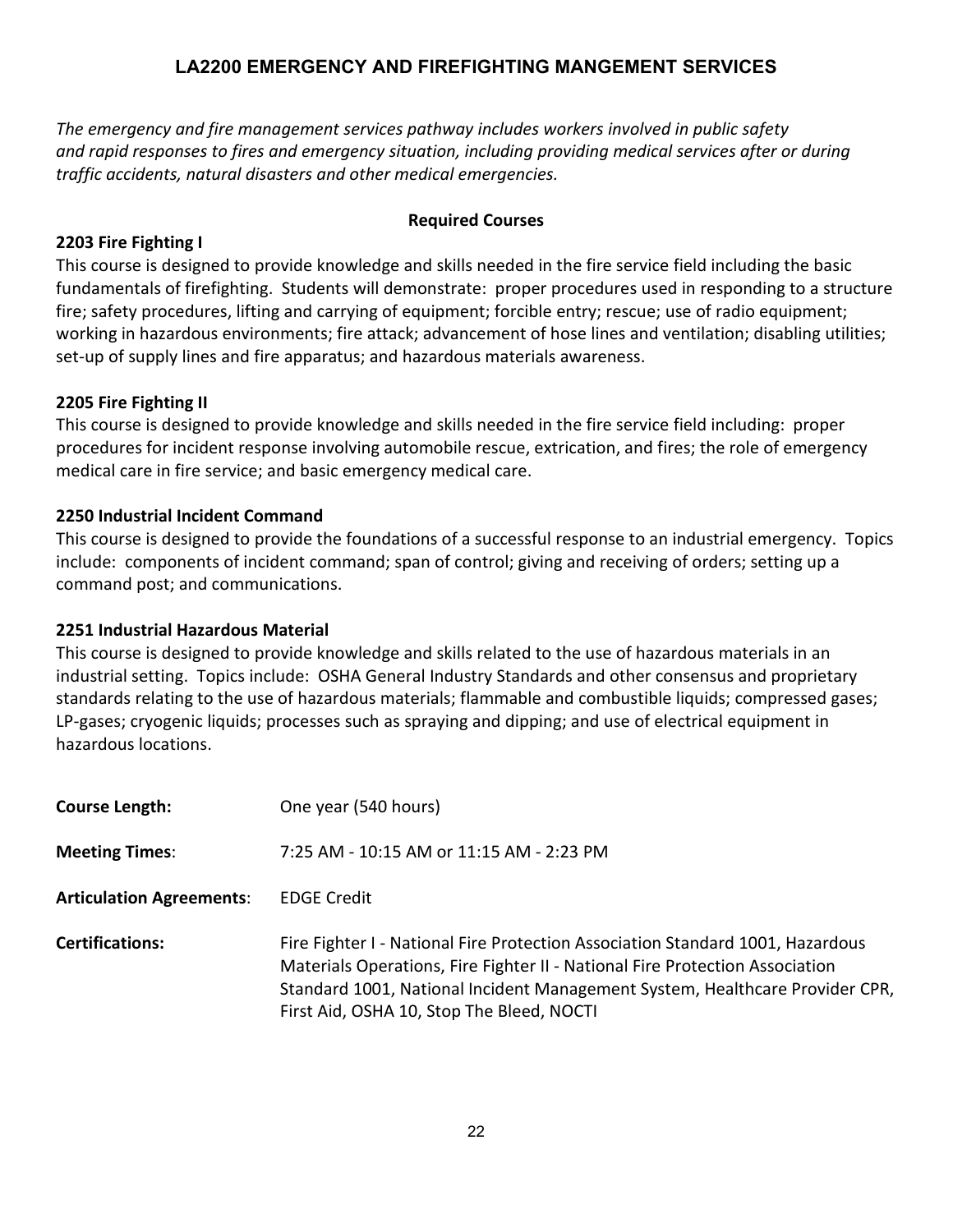# LA2200 EMERGENCY AND FIREFIGHTING MANGEMENT SERVICES

*The emergency and fire management services pathway includes workers involved in public safety and rapid responses to fires and emergency situation, including providing medical services after or during traffic accidents, natural disasters and other medical emergencies.*

**Required Courses**

### 2203 Fire Fighting I

This course is designed to provide knowledge and skills needed in the fire service field including the basic fundamentals of firefighting. Students will demonstrate: proper procedures used in responding to a structure fire; safety procedures, lifting and carrying of equipment; forcible entry; rescue; use of radio equipment; working in hazardous environments; fire attack; advancement of hose lines and ventilation; disabling utilities; set-up of supply lines and fire apparatus; and hazardous materials awareness.

### 2205 Fire Fighting II

This course is designed to provide knowledge and skills needed in the fire service field including: proper procedures for incident response involving automobile rescue, extrication, and fires; the role of emergency medical care in fire service; and basic emergency medical care.

### 2250 Industrial Incident Command

This course is designed to provide the foundations of a successful response to an industrial emergency. Topics include: components of incident command; span of control; giving and receiving of orders; setting up a command post; and communications.

### 2251 Industrial Hazardous Material

This course is designed to provide knowledge and skills related to the use of hazardous materials in an industrial setting. Topics include: OSHA General Industry Standards and other consensus and proprietary standards relating to the use of hazardous materials; flammable and combustible liquids; compressed gases; LP-gases; cryogenic liquids; processes such as spraying and dipping; and use of electrical equipment in hazardous locations.

**Course Length:** One year (540 hours)

**Meeting Times**: 7:25 AM - 10:15 AM or 11:15 AM - 2:23 PM

**Articulation Agreements**: EDGE Credit

**Certifications:** Fire Fighter I - National Fire Protection Association Standard 1001, Hazardous Materials Operations, Fire Fighter II - National Fire Protection Association Standard 1001, National Incident Management System, Healthcare Provider CPR, First Aid, OSHA 10, Stop The Bleed, NOCTI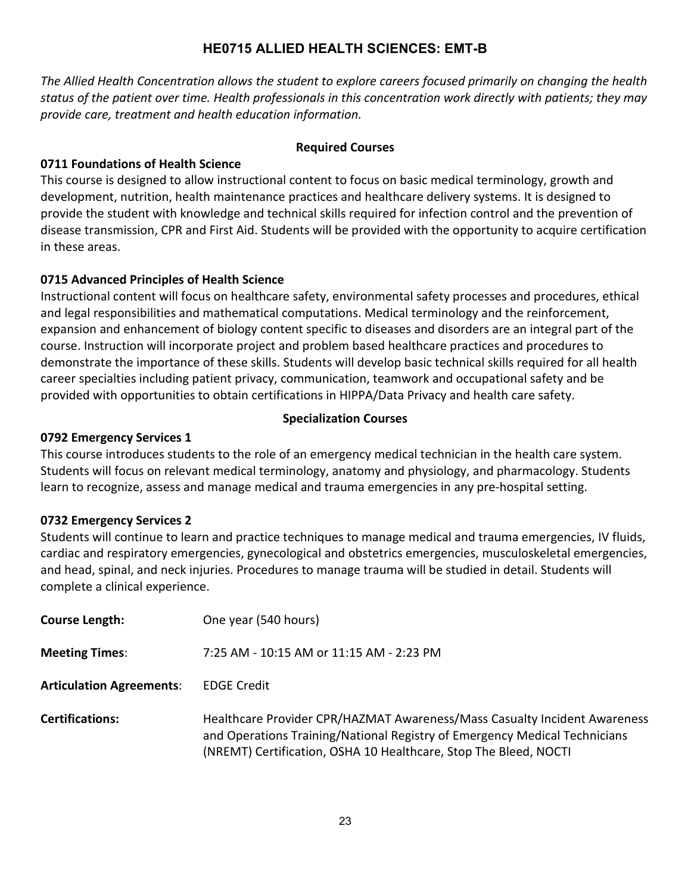# HE0715 ALLIED HEALTH SCIENCES: EMT-B

*The Allied Health Concentration allows the student to explore careers focused primarily on changing the health status of the patient over time. Health professionals in this concentration work directly with patients; they may provide care, treatment and health education information.*

## Required Courses

### 0711 Foundations of Health Science

This course is designed to allow instructional content to focus on basic medical terminology, growth and development, nutrition, health maintenance practices and healthcare delivery systems. It is designed to provide the student with knowledge and technical skills required for infection control and the prevention of disease transmission, CPR and First Aid. Students will be provided with the opportunity to acquire certification in these areas.

### 0715 Advanced Principles of Health Science

Instructional content will focus on healthcare safety, environmental safety processes and procedures, ethical and legal responsibilities and mathematical computations. Medical terminology and the reinforcement, expansion and enhancement of biology content specific to diseases and disorders are an integral part of the course. Instruction will incorporate project and problem based healthcare practices and procedures to demonstrate the importance of these skills. Students will develop basic technical skills required for all health career specialties including patient privacy, communication, teamwork and occupational safety and be provided with opportunities to obtain certifications in HIPPA/Data Privacy and health care safety.

## Specialization Courses

### 0792 Emergency Services 1

This course introduces students to the role of an emergency medical technician in the health care system. Students will focus on relevant medical terminology, anatomy and physiology, and pharmacology. Students learn to recognize, assess and manage medical and trauma emergencies in any pre-hospital setting.

### 0732 Emergency Services 2

Students will continue to learn and practice techniques to manage medical and trauma emergencies, IV fluids, cardiac and respiratory emergencies, gynecological and obstetrics emergencies, musculoskeletal emergencies, and head, spinal, and neck injuries. Procedures to manage trauma will be studied in detail. Students will complete a clinical experience.

**Course Length:** One year (540 hours)

**Meeting Times**: 7:25 AM - 10:15 AM or 11:15 AM - 2:23 PM

**Articulation Agreements**: EDGE Credit

**Certifications:** Healthcare Provider CPR/HAZMAT Awareness/Mass Casualty Incident Awareness and Operations Training/National Registry of Emergency Medical Technicians (NREMT) Certification, OSHA 10 Healthcare, Stop The Bleed, NOCTI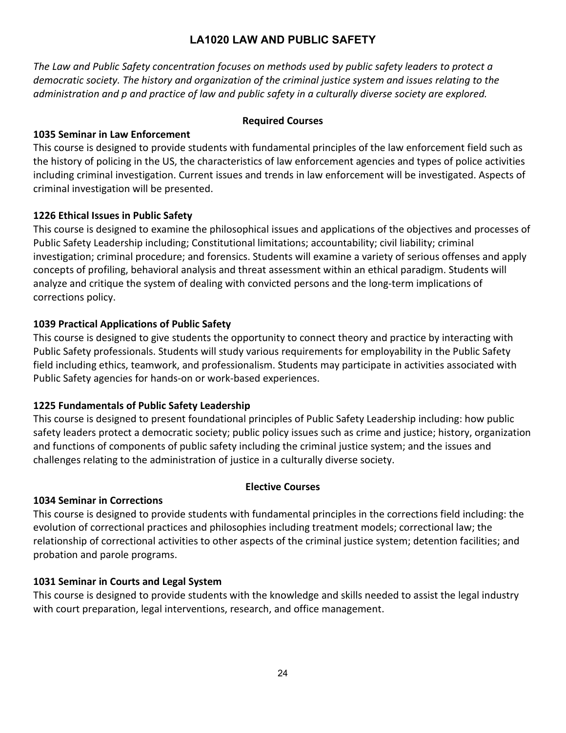# LA1020 LAW AND PUBLIC SAFETY

*The Law and Public Safety concentration focuses on methods used by public safety leaders to protect a democratic society. The history and organization of the criminal justice system and issues relating to the administration and p and practice of law and public safety in a culturally diverse society are explored.*

## Required Courses

**1035 Seminar in Law Enforcement**

This course is designed to provide students with fundamental principles of the law enforcement field such as the history of policing in the US, the characteristics of law enforcement agencies and types of police activities including criminal investigation. Current issues and trends in law enforcement will be investigated. Aspects of criminal investigation will be presented.

**1226 Ethical Issues in Public Safety**

This course is designed to examine the philosophical issues and applications of the objectives and processes of Public Safety Leadership including; Constitutional limitations; accountability; civil liability; criminal investigation; criminal procedure; and forensics. Students will examine a variety of serious offenses and apply concepts of profiling, behavioral analysis and threat assessment within an ethical paradigm. Students will analyze and critique the system of dealing with convicted persons and the long-term implications of corrections policy.

**1039 Practical Applications of Public Safety**

This course is designed to give students the opportunity to connect theory and practice by interacting with Public Safety professionals. Students will study various requirements for employability in the Public Safety field including ethics, teamwork, and professionalism. Students may participate in activities associated with Public Safety agencies for hands-on or work-based experiences.

**1225 Fundamentals of Public Safety Leadership**

This course is designed to present foundational principles of Public Safety Leadership including: how public safety leaders protect a democratic society; public policy issues such as crime and justice; history, organization and functions of components of public safety including the criminal justice system; and the issues and challenges relating to the administration of justice in a culturally diverse society.

## Elective Courses

**1034 Seminar in Corrections**

This course is designed to provide students with fundamental principles in the corrections field including: the evolution of correctional practices and philosophies including treatment models; correctional law; the relationship of correctional activities to other aspects of the criminal justice system; detention facilities; and probation and parole programs.

**1031 Seminar in Courts and Legal System**

This course is designed to provide students with the knowledge and skills needed to assist the legal industry with court preparation, legal interventions, research, and office management.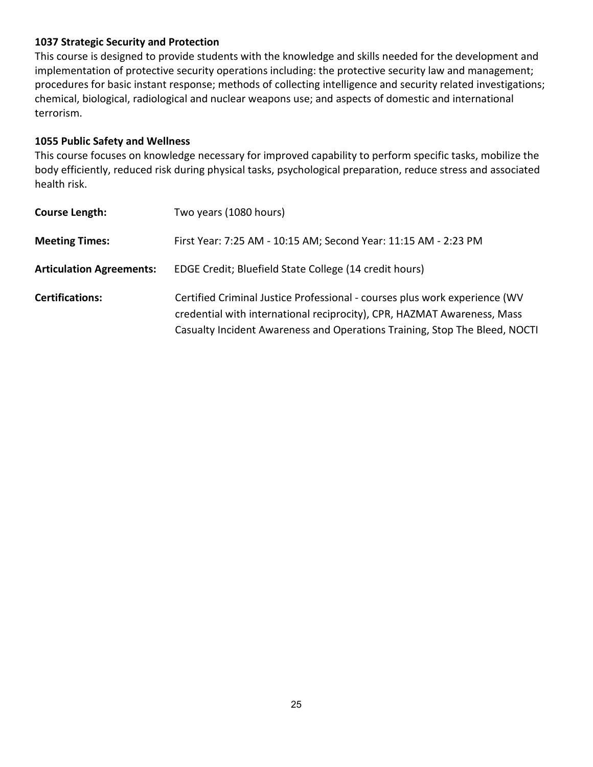**1037 Strategic Security and Protection**

This course is designed to provide students with the knowledge and skills needed for the development and implementation of protective security operations including: the protective security law and management; procedures for basic instant response; methods of collecting intelligence and security related investigations; chemical, biological, radiological and nuclear weapons use; and aspects of domestic and international terrorism.

**1055 Public Safety and Wellness**

This course focuses on knowledge necessary for improved capability to perform specific tasks, mobilize the body efficiently, reduced risk during physical tasks, psychological preparation, reduce stress and associated health risk.

| | |
|---|---|
| **Course Length:** | Two years (1080 hours) |
| **Meeting Times:** | First Year: 7:25 AM - 10:15 AM; Second Year: 11:15 AM - 2:23 PM |
| **Articulation Agreements:** | EDGE Credit; Bluefield State College (14 credit hours) |
| **Certifications:** | Certified Criminal Justice Professional - courses plus work experience (WV credential with international reciprocity), CPR, HAZMAT Awareness, Mass Casualty Incident Awareness and Operations Training, Stop The Bleed, NOCTI |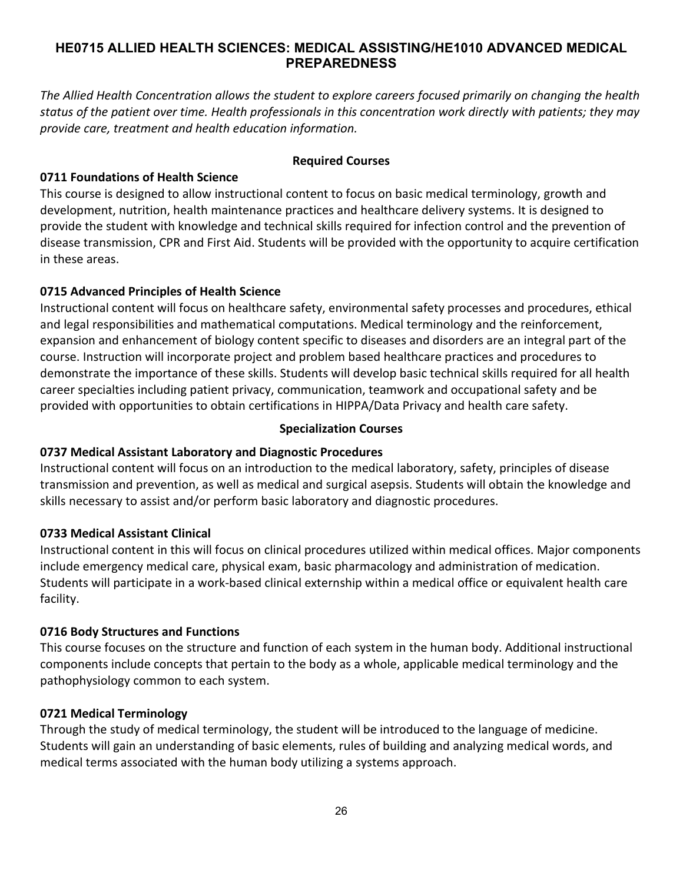## HE0715 ALLIED HEALTH SCIENCES: MEDICAL ASSISTING/HE1010 ADVANCED MEDICAL PREPAREDNESS

*The Allied Health Concentration allows the student to explore careers focused primarily on changing the health status of the patient over time. Health professionals in this concentration work directly with patients; they may provide care, treatment and health education information.*

**Required Courses**

**0711 Foundations of Health Science**

This course is designed to allow instructional content to focus on basic medical terminology, growth and development, nutrition, health maintenance practices and healthcare delivery systems. It is designed to provide the student with knowledge and technical skills required for infection control and the prevention of disease transmission, CPR and First Aid. Students will be provided with the opportunity to acquire certification in these areas.

**0715 Advanced Principles of Health Science**

Instructional content will focus on healthcare safety, environmental safety processes and procedures, ethical and legal responsibilities and mathematical computations. Medical terminology and the reinforcement, expansion and enhancement of biology content specific to diseases and disorders are an integral part of the course. Instruction will incorporate project and problem based healthcare practices and procedures to demonstrate the importance of these skills. Students will develop basic technical skills required for all health career specialties including patient privacy, communication, teamwork and occupational safety and be provided with opportunities to obtain certifications in HIPPA/Data Privacy and health care safety.

**Specialization Courses**

**0737 Medical Assistant Laboratory and Diagnostic Procedures**

Instructional content will focus on an introduction to the medical laboratory, safety, principles of disease transmission and prevention, as well as medical and surgical asepsis. Students will obtain the knowledge and skills necessary to assist and/or perform basic laboratory and diagnostic procedures.

**0733 Medical Assistant Clinical**

Instructional content in this will focus on clinical procedures utilized within medical offices. Major components include emergency medical care, physical exam, basic pharmacology and administration of medication. Students will participate in a work-based clinical externship within a medical office or equivalent health care facility.

**0716 Body Structures and Functions**

This course focuses on the structure and function of each system in the human body. Additional instructional components include concepts that pertain to the body as a whole, applicable medical terminology and the pathophysiology common to each system.

**0721 Medical Terminology**

Through the study of medical terminology, the student will be introduced to the language of medicine. Students will gain an understanding of basic elements, rules of building and analyzing medical words, and medical terms associated with the human body utilizing a systems approach.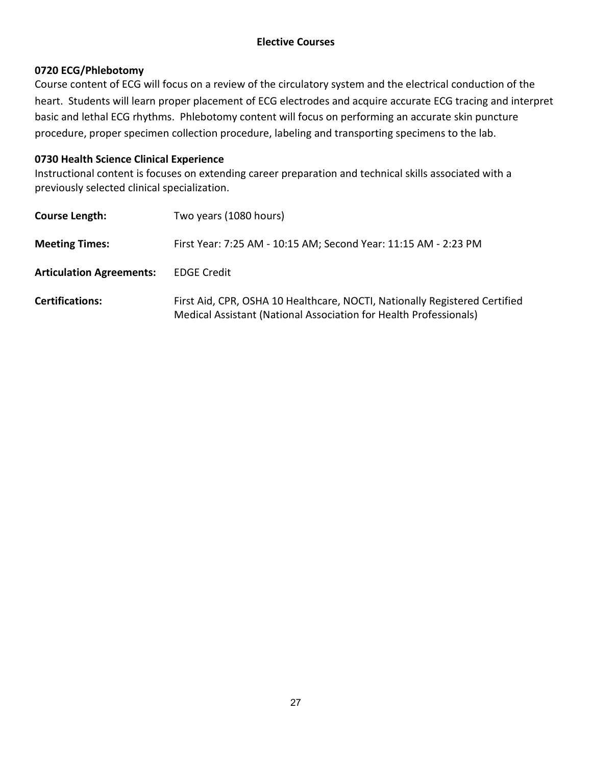## Elective Courses

### 0720 ECG/Phlebotomy

Course content of ECG will focus on a review of the circulatory system and the electrical conduction of the heart. Students will learn proper placement of ECG electrodes and acquire accurate ECG tracing and interpret basic and lethal ECG rhythms. Phlebotomy content will focus on performing an accurate skin puncture procedure, proper specimen collection procedure, labeling and transporting specimens to the lab.

### 0730 Health Science Clinical Experience

Instructional content is focuses on extending career preparation and technical skills associated with a previously selected clinical specialization.

| | |
|---|---|
| **Course Length:** | Two years (1080 hours) |
| **Meeting Times:** | First Year: 7:25 AM - 10:15 AM; Second Year: 11:15 AM - 2:23 PM |
| **Articulation Agreements:** | EDGE Credit |
| **Certifications:** | First Aid, CPR, OSHA 10 Healthcare, NOCTI, Nationally Registered Certified Medical Assistant (National Association for Health Professionals) |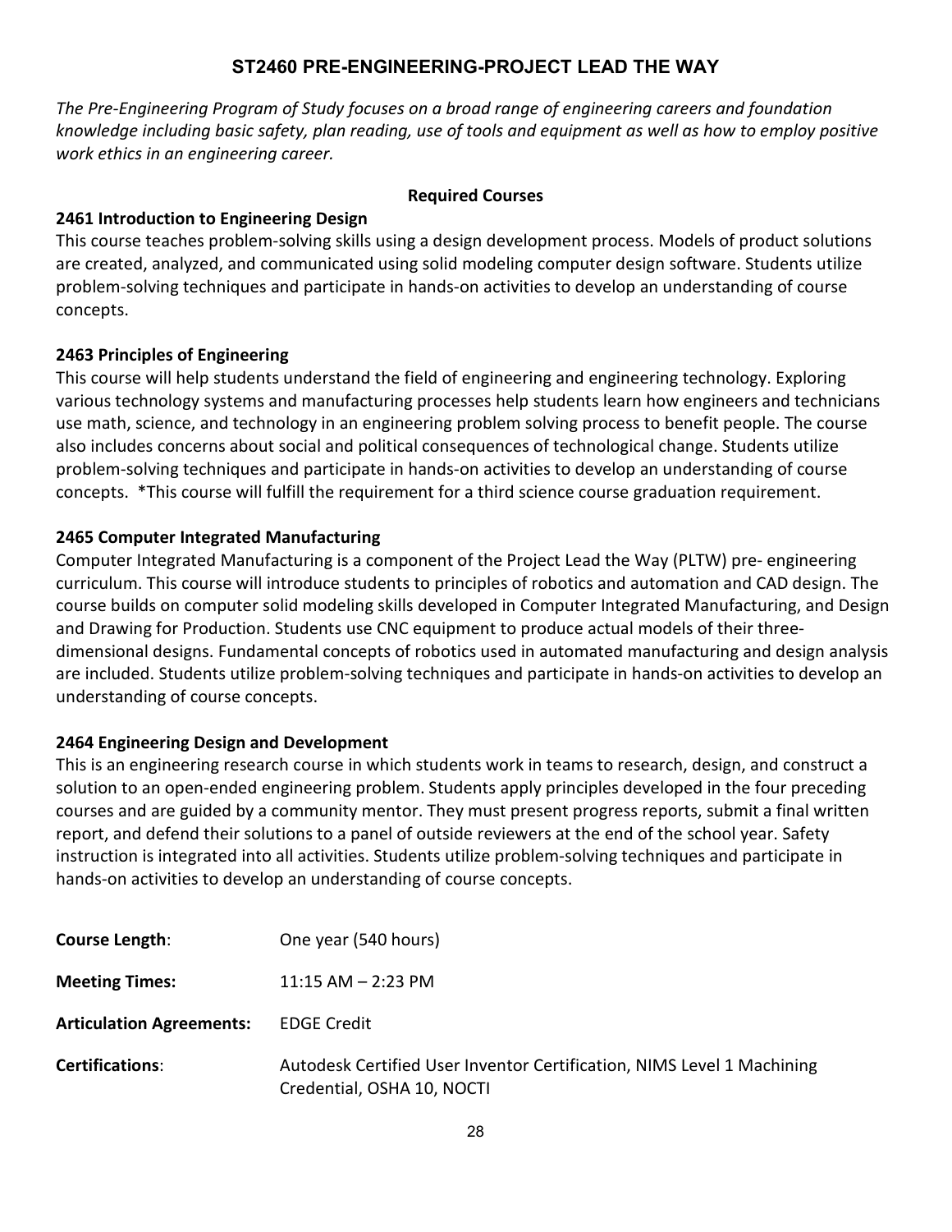## ST2460 PRE-ENGINEERING-PROJECT LEAD THE WAY

*The Pre-Engineering Program of Study focuses on a broad range of engineering careers and foundation knowledge including basic safety, plan reading, use of tools and equipment as well as how to employ positive work ethics in an engineering career.*

**Required Courses**

**2461 Introduction to Engineering Design**

This course teaches problem-solving skills using a design development process. Models of product solutions are created, analyzed, and communicated using solid modeling computer design software. Students utilize problem-solving techniques and participate in hands-on activities to develop an understanding of course concepts.

**2463 Principles of Engineering**

This course will help students understand the field of engineering and engineering technology. Exploring various technology systems and manufacturing processes help students learn how engineers and technicians use math, science, and technology in an engineering problem solving process to benefit people. The course also includes concerns about social and political consequences of technological change. Students utilize problem-solving techniques and participate in hands-on activities to develop an understanding of course concepts. *This course will fulfill the requirement for a third science course graduation requirement.

**2465 Computer Integrated Manufacturing**

Computer Integrated Manufacturing is a component of the Project Lead the Way (PLTW) pre- engineering curriculum. This course will introduce students to principles of robotics and automation and CAD design. The course builds on computer solid modeling skills developed in Computer Integrated Manufacturing, and Design and Drawing for Production. Students use CNC equipment to produce actual models of their three-dimensional designs. Fundamental concepts of robotics used in automated manufacturing and design analysis are included. Students utilize problem-solving techniques and participate in hands-on activities to develop an understanding of course concepts.

**2464 Engineering Design and Development**

This is an engineering research course in which students work in teams to research, design, and construct a solution to an open-ended engineering problem. Students apply principles developed in the four preceding courses and are guided by a community mentor. They must present progress reports, submit a final written report, and defend their solutions to a panel of outside reviewers at the end of the school year. Safety instruction is integrated into all activities. Students utilize problem-solving techniques and participate in hands-on activities to develop an understanding of course concepts.

**Course Length**: One year (540 hours)

**Meeting Times:** 11:15 AM – 2:23 PM

**Articulation Agreements:** EDGE Credit

**Certifications**: Autodesk Certified User Inventor Certification, NIMS Level 1 Machining Credential, OSHA 10, NOCTI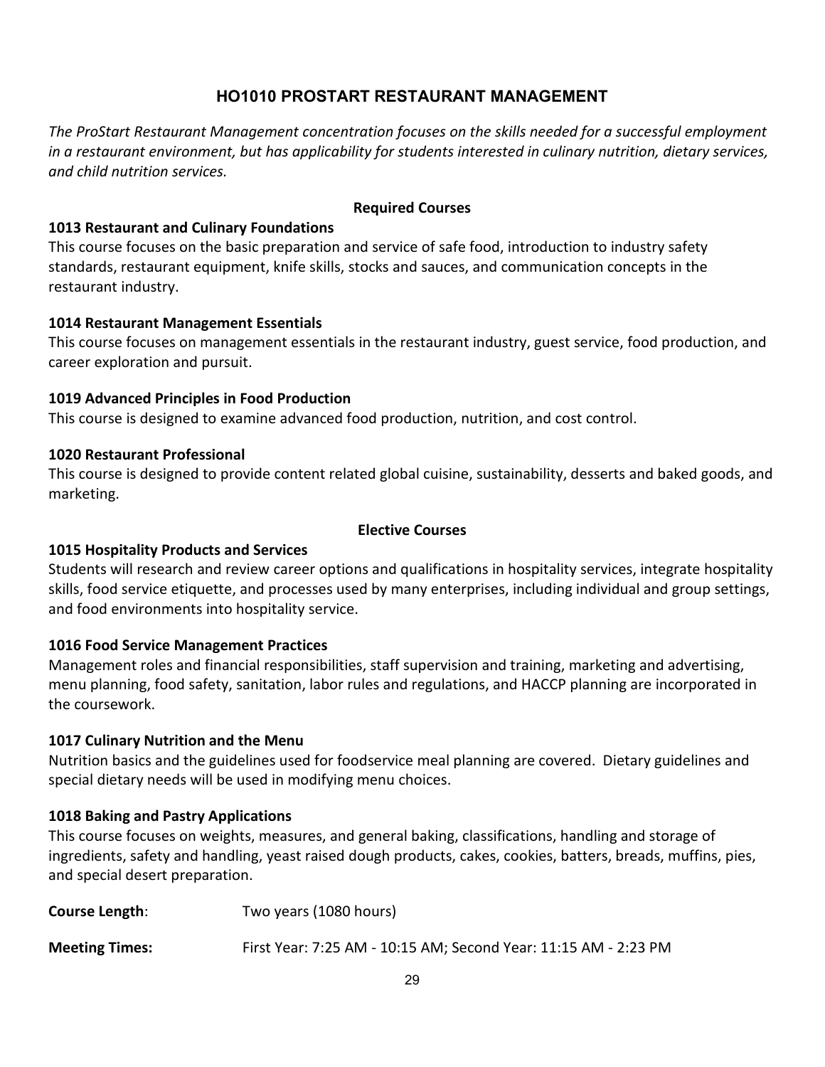# HO1010 PROSTART RESTAURANT MANAGEMENT

*The ProStart Restaurant Management concentration focuses on the skills needed for a successful employment in a restaurant environment, but has applicability for students interested in culinary nutrition, dietary services, and child nutrition services.*

## Required Courses

**1013 Restaurant and Culinary Foundations**
This course focuses on the basic preparation and service of safe food, introduction to industry safety standards, restaurant equipment, knife skills, stocks and sauces, and communication concepts in the restaurant industry.

**1014 Restaurant Management Essentials**
This course focuses on management essentials in the restaurant industry, guest service, food production, and career exploration and pursuit.

**1019 Advanced Principles in Food Production**
This course is designed to examine advanced food production, nutrition, and cost control.

**1020 Restaurant Professional**
This course is designed to provide content related global cuisine, sustainability, desserts and baked goods, and marketing.

## Elective Courses

**1015 Hospitality Products and Services**
Students will research and review career options and qualifications in hospitality services, integrate hospitality skills, food service etiquette, and processes used by many enterprises, including individual and group settings, and food environments into hospitality service.

**1016 Food Service Management Practices**
Management roles and financial responsibilities, staff supervision and training, marketing and advertising, menu planning, food safety, sanitation, labor rules and regulations, and HACCP planning are incorporated in the coursework.

**1017 Culinary Nutrition and the Menu**
Nutrition basics and the guidelines used for foodservice meal planning are covered. Dietary guidelines and special dietary needs will be used in modifying menu choices.

**1018 Baking and Pastry Applications**
This course focuses on weights, measures, and general baking, classifications, handling and storage of ingredients, safety and handling, yeast raised dough products, cakes, cookies, batters, breads, muffins, pies, and special desert preparation.

**Course Length**: Two years (1080 hours)

**Meeting Times:** First Year: 7:25 AM - 10:15 AM; Second Year: 11:15 AM - 2:23 PM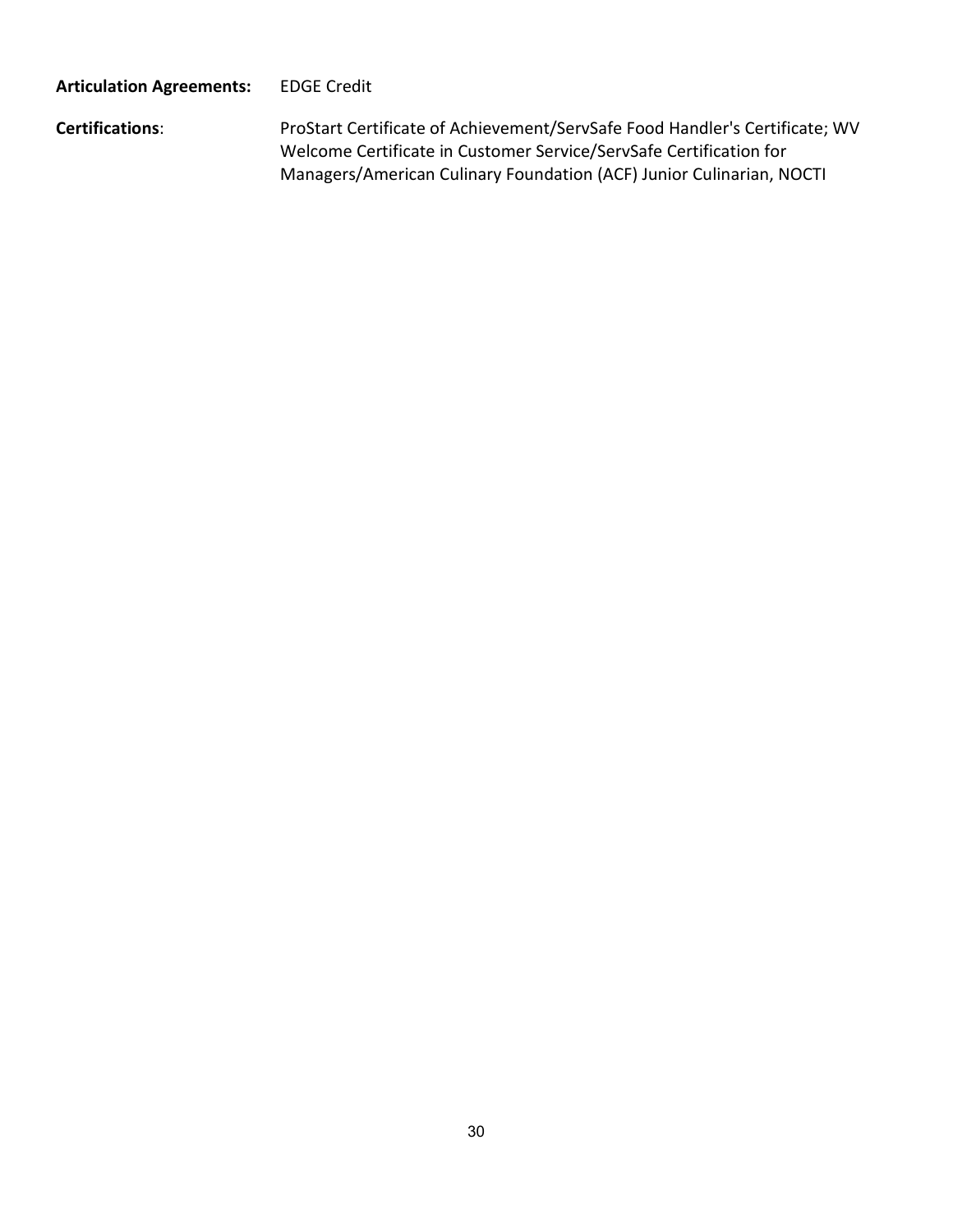**Articulation Agreements:** EDGE Credit

**Certifications**: ProStart Certificate of Achievement/ServSafe Food Handler's Certificate; WV Welcome Certificate in Customer Service/ServSafe Certification for Managers/American Culinary Foundation (ACF) Junior Culinarian, NOCTI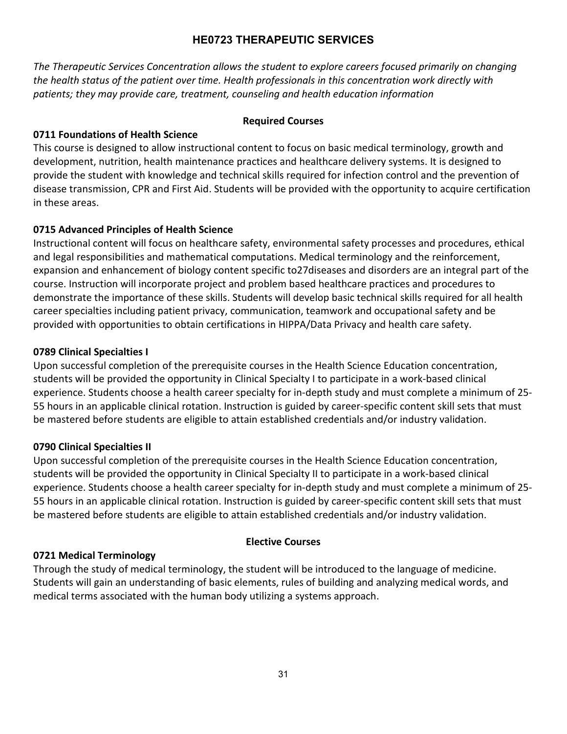# HE0723 THERAPEUTIC SERVICES

*The Therapeutic Services Concentration allows the student to explore careers focused primarily on changing the health status of the patient over time. Health professionals in this concentration work directly with patients; they may provide care, treatment, counseling and health education information*

## Required Courses

### 0711 Foundations of Health Science

This course is designed to allow instructional content to focus on basic medical terminology, growth and development, nutrition, health maintenance practices and healthcare delivery systems. It is designed to provide the student with knowledge and technical skills required for infection control and the prevention of disease transmission, CPR and First Aid. Students will be provided with the opportunity to acquire certification in these areas.

### 0715 Advanced Principles of Health Science

Instructional content will focus on healthcare safety, environmental safety processes and procedures, ethical and legal responsibilities and mathematical computations. Medical terminology and the reinforcement, expansion and enhancement of biology content specific to27diseases and disorders are an integral part of the course. Instruction will incorporate project and problem based healthcare practices and procedures to demonstrate the importance of these skills. Students will develop basic technical skills required for all health career specialties including patient privacy, communication, teamwork and occupational safety and be provided with opportunities to obtain certifications in HIPPA/Data Privacy and health care safety.

### 0789 Clinical Specialties I

Upon successful completion of the prerequisite courses in the Health Science Education concentration, students will be provided the opportunity in Clinical Specialty I to participate in a work-based clinical experience. Students choose a health career specialty for in-depth study and must complete a minimum of 25-55 hours in an applicable clinical rotation. Instruction is guided by career-specific content skill sets that must be mastered before students are eligible to attain established credentials and/or industry validation.

### 0790 Clinical Specialties II

Upon successful completion of the prerequisite courses in the Health Science Education concentration, students will be provided the opportunity in Clinical Specialty II to participate in a work-based clinical experience. Students choose a health career specialty for in-depth study and must complete a minimum of 25-55 hours in an applicable clinical rotation. Instruction is guided by career-specific content skill sets that must be mastered before students are eligible to attain established credentials and/or industry validation.

## Elective Courses

### 0721 Medical Terminology

Through the study of medical terminology, the student will be introduced to the language of medicine. Students will gain an understanding of basic elements, rules of building and analyzing medical words, and medical terms associated with the human body utilizing a systems approach.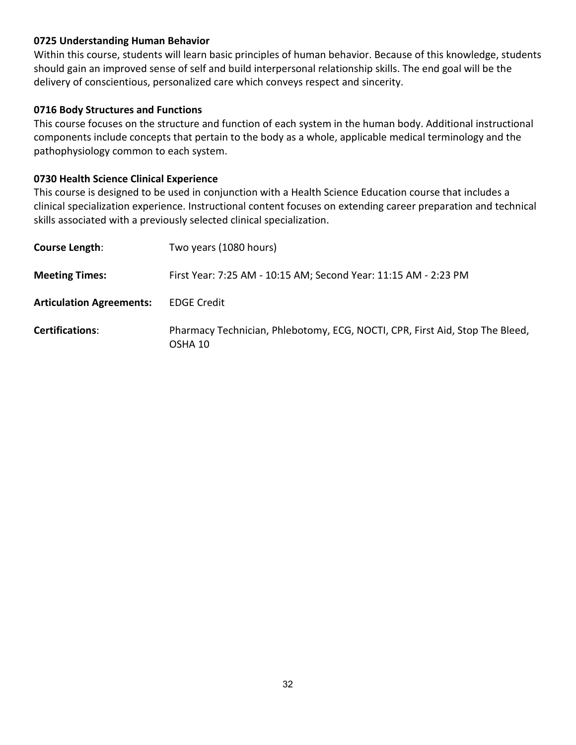**0725 Understanding Human Behavior**

Within this course, students will learn basic principles of human behavior. Because of this knowledge, students should gain an improved sense of self and build interpersonal relationship skills. The end goal will be the delivery of conscientious, personalized care which conveys respect and sincerity.

**0716 Body Structures and Functions**

This course focuses on the structure and function of each system in the human body. Additional instructional components include concepts that pertain to the body as a whole, applicable medical terminology and the pathophysiology common to each system.

**0730 Health Science Clinical Experience**

This course is designed to be used in conjunction with a Health Science Education course that includes a clinical specialization experience. Instructional content focuses on extending career preparation and technical skills associated with a previously selected clinical specialization.

**Course Length**: Two years (1080 hours)

**Meeting Times:** First Year: 7:25 AM - 10:15 AM; Second Year: 11:15 AM - 2:23 PM

**Articulation Agreements:** EDGE Credit

**Certifications**: Pharmacy Technician, Phlebotomy, ECG, NOCTI, CPR, First Aid, Stop The Bleed, OSHA 10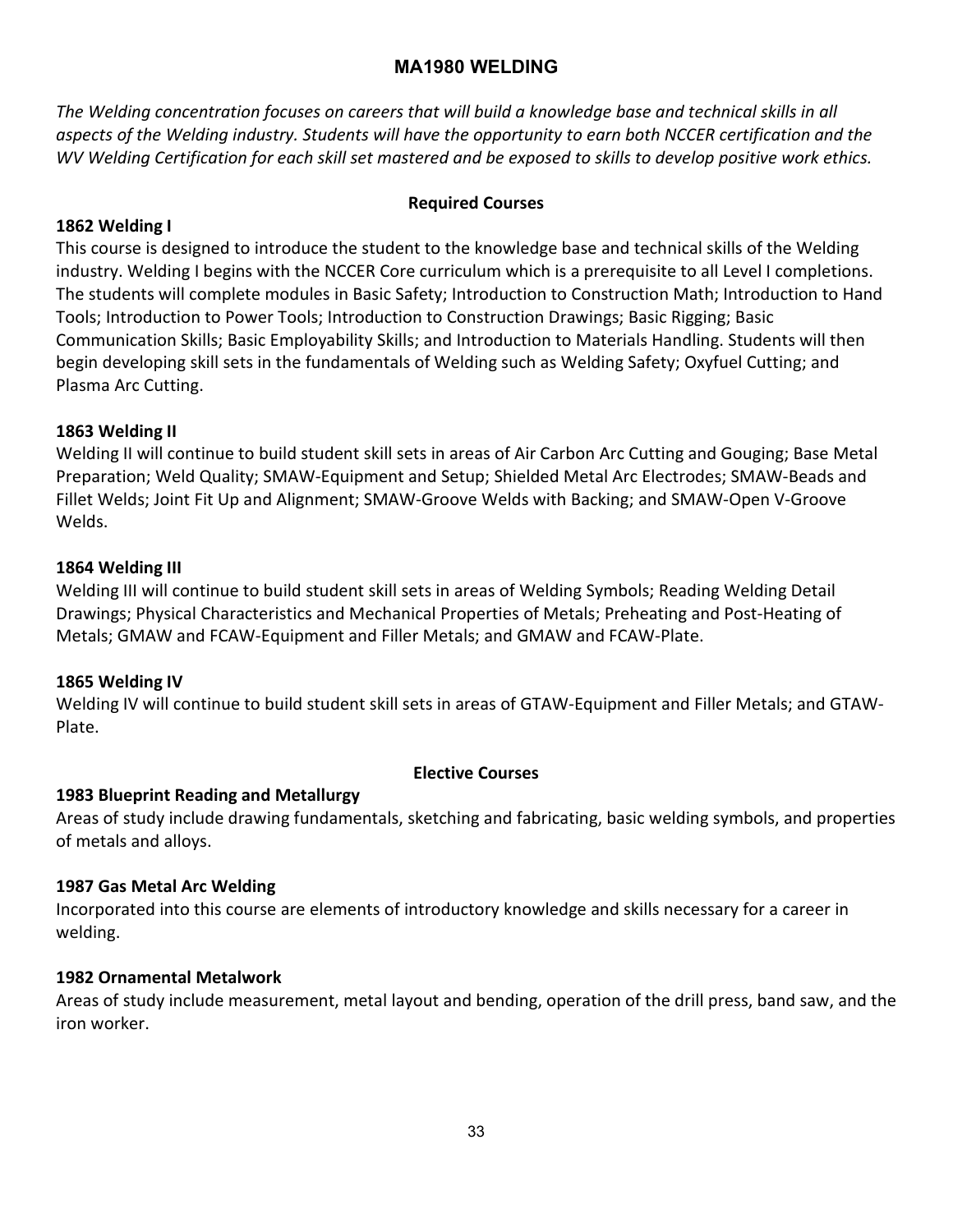# MA1980 WELDING

*The Welding concentration focuses on careers that will build a knowledge base and technical skills in all aspects of the Welding industry. Students will have the opportunity to earn both NCCER certification and the WV Welding Certification for each skill set mastered and be exposed to skills to develop positive work ethics.*

## Required Courses

### 1862 Welding I

This course is designed to introduce the student to the knowledge base and technical skills of the Welding industry. Welding I begins with the NCCER Core curriculum which is a prerequisite to all Level I completions. The students will complete modules in Basic Safety; Introduction to Construction Math; Introduction to Hand Tools; Introduction to Power Tools; Introduction to Construction Drawings; Basic Rigging; Basic Communication Skills; Basic Employability Skills; and Introduction to Materials Handling. Students will then begin developing skill sets in the fundamentals of Welding such as Welding Safety; Oxyfuel Cutting; and Plasma Arc Cutting.

### 1863 Welding II

Welding II will continue to build student skill sets in areas of Air Carbon Arc Cutting and Gouging; Base Metal Preparation; Weld Quality; SMAW-Equipment and Setup; Shielded Metal Arc Electrodes; SMAW-Beads and Fillet Welds; Joint Fit Up and Alignment; SMAW-Groove Welds with Backing; and SMAW-Open V-Groove Welds.

### 1864 Welding III

Welding III will continue to build student skill sets in areas of Welding Symbols; Reading Welding Detail Drawings; Physical Characteristics and Mechanical Properties of Metals; Preheating and Post-Heating of Metals; GMAW and FCAW-Equipment and Filler Metals; and GMAW and FCAW-Plate.

### 1865 Welding IV

Welding IV will continue to build student skill sets in areas of GTAW-Equipment and Filler Metals; and GTAW-Plate.

## Elective Courses

### 1983 Blueprint Reading and Metallurgy

Areas of study include drawing fundamentals, sketching and fabricating, basic welding symbols, and properties of metals and alloys.

### 1987 Gas Metal Arc Welding

Incorporated into this course are elements of introductory knowledge and skills necessary for a career in welding.

### 1982 Ornamental Metalwork

Areas of study include measurement, metal layout and bending, operation of the drill press, band saw, and the iron worker.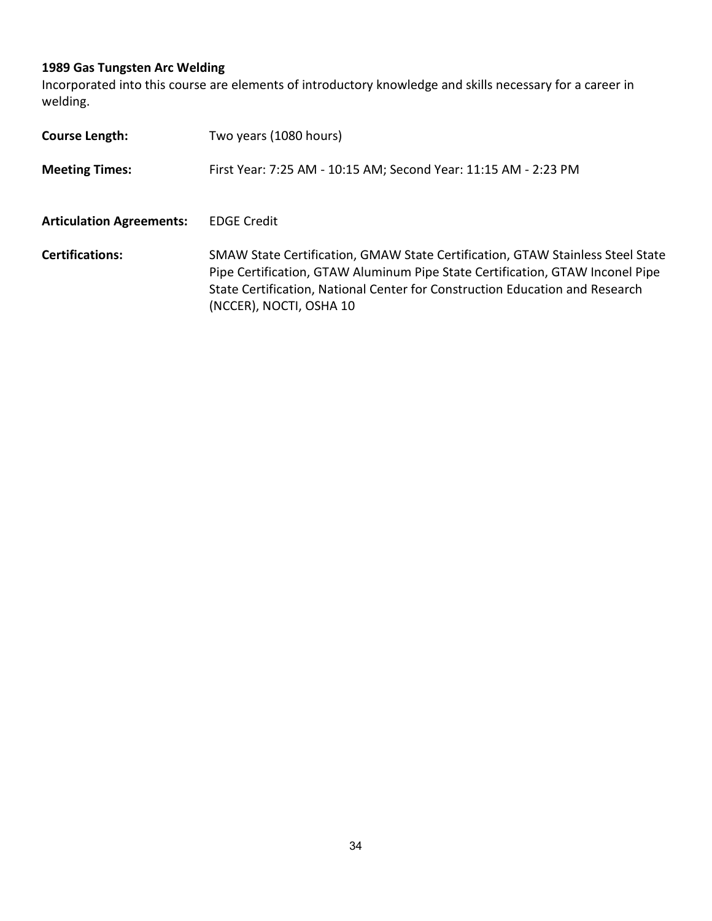### 1989 Gas Tungsten Arc Welding

Incorporated into this course are elements of introductory knowledge and skills necessary for a career in welding.

**Course Length:** Two years (1080 hours)

**Meeting Times:** First Year: 7:25 AM - 10:15 AM; Second Year: 11:15 AM - 2:23 PM

**Articulation Agreements:** EDGE Credit

**Certifications:** SMAW State Certification, GMAW State Certification, GTAW Stainless Steel State Pipe Certification, GTAW Aluminum Pipe State Certification, GTAW Inconel Pipe State Certification, National Center for Construction Education and Research (NCCER), NOCTI, OSHA 10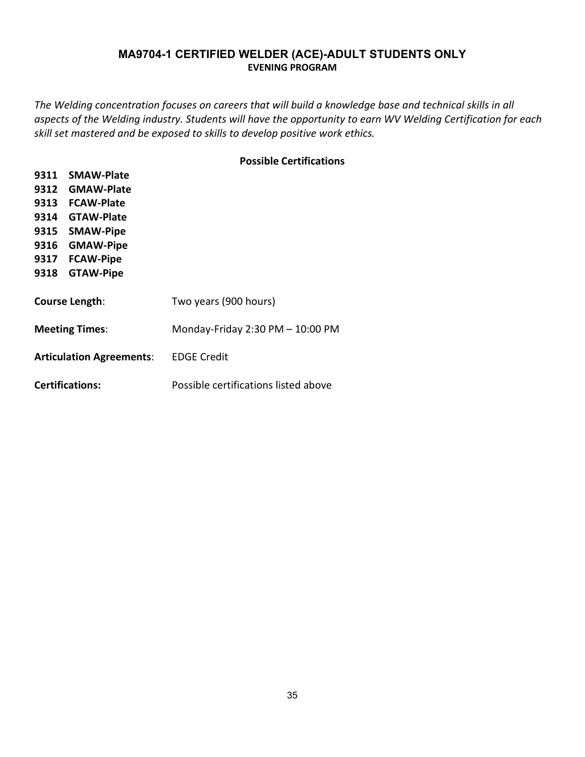## MA9704-1 CERTIFIED WELDER (ACE)-ADULT STUDENTS ONLY

**EVENING PROGRAM**

*The Welding concentration focuses on careers that will build a knowledge base and technical skills in all aspects of the Welding industry. Students will have the opportunity to earn WV Welding Certification for each skill set mastered and be exposed to skills to develop positive work ethics.*

**Possible Certifications**

**9311 SMAW-Plate**
**9312 GMAW-Plate**
**9313 FCAW-Plate**
**9314 GTAW-Plate**
**9315 SMAW-Pipe**
**9316 GMAW-Pipe**
**9317 FCAW-Pipe**
**9318 GTAW-Pipe**

**Course Length**: Two years (900 hours)

**Meeting Times**: Monday-Friday 2:30 PM – 10:00 PM

**Articulation Agreements**: EDGE Credit

**Certifications:** Possible certifications listed above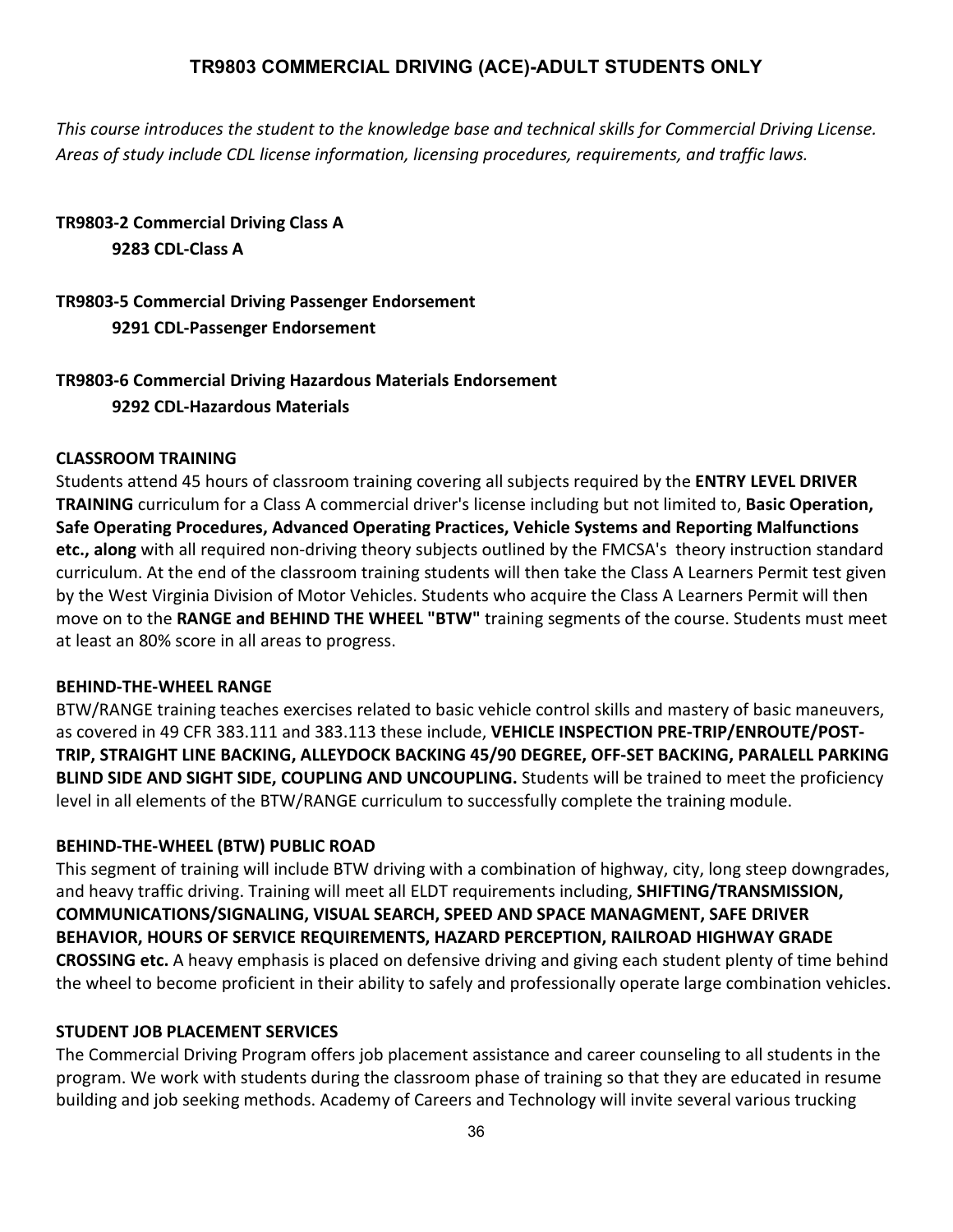## TR9803 COMMERCIAL DRIVING (ACE)-ADULT STUDENTS ONLY

*This course introduces the student to the knowledge base and technical skills for Commercial Driving License. Areas of study include CDL license information, licensing procedures, requirements, and traffic laws.*

**TR9803-2 Commercial Driving Class A**

**9283 CDL-Class A**

**TR9803-5 Commercial Driving Passenger Endorsement**

**9291 CDL-Passenger Endorsement**

**TR9803-6 Commercial Driving Hazardous Materials Endorsement**

**9292 CDL-Hazardous Materials**

**CLASSROOM TRAINING**

Students attend 45 hours of classroom training covering all subjects required by the **ENTRY LEVEL DRIVER TRAINING** curriculum for a Class A commercial driver's license including but not limited to, **Basic Operation, Safe Operating Procedures, Advanced Operating Practices, Vehicle Systems and Reporting Malfunctions etc., along** with all required non-driving theory subjects outlined by the FMCSA's theory instruction standard curriculum. At the end of the classroom training students will then take the Class A Learners Permit test given by the West Virginia Division of Motor Vehicles. Students who acquire the Class A Learners Permit will then move on to the **RANGE and BEHIND THE WHEEL "BTW"** training segments of the course. Students must meet at least an 80% score in all areas to progress.

**BEHIND-THE-WHEEL RANGE**

BTW/RANGE training teaches exercises related to basic vehicle control skills and mastery of basic maneuvers, as covered in 49 CFR 383.111 and 383.113 these include, **VEHICLE INSPECTION PRE-TRIP/ENROUTE/POST-TRIP, STRAIGHT LINE BACKING, ALLEYDOCK BACKING 45/90 DEGREE, OFF-SET BACKING, PARALELL PARKING BLIND SIDE AND SIGHT SIDE, COUPLING AND UNCOUPLING.** Students will be trained to meet the proficiency level in all elements of the BTW/RANGE curriculum to successfully complete the training module.

**BEHIND-THE-WHEEL (BTW) PUBLIC ROAD**

This segment of training will include BTW driving with a combination of highway, city, long steep downgrades, and heavy traffic driving. Training will meet all ELDT requirements including, **SHIFTING/TRANSMISSION, COMMUNICATIONS/SIGNALING, VISUAL SEARCH, SPEED AND SPACE MANAGMENT, SAFE DRIVER BEHAVIOR, HOURS OF SERVICE REQUIREMENTS, HAZARD PERCEPTION, RAILROAD HIGHWAY GRADE CROSSING etc.** A heavy emphasis is placed on defensive driving and giving each student plenty of time behind the wheel to become proficient in their ability to safely and professionally operate large combination vehicles.

**STUDENT JOB PLACEMENT SERVICES**

The Commercial Driving Program offers job placement assistance and career counseling to all students in the program. We work with students during the classroom phase of training so that they are educated in resume building and job seeking methods. Academy of Careers and Technology will invite several various trucking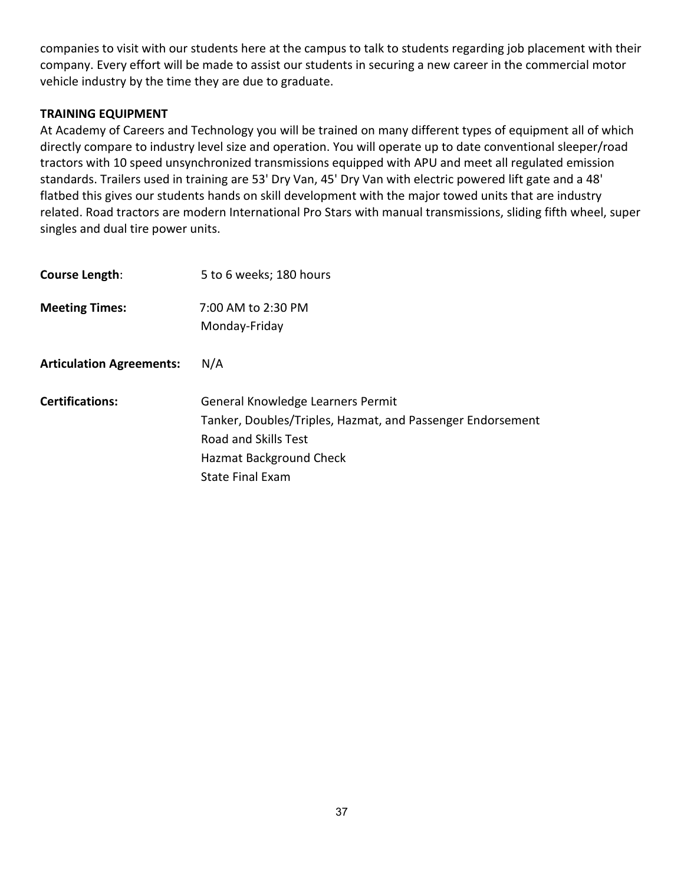companies to visit with our students here at the campus to talk to students regarding job placement with their company. Every effort will be made to assist our students in securing a new career in the commercial motor vehicle industry by the time they are due to graduate.

**TRAINING EQUIPMENT**

At Academy of Careers and Technology you will be trained on many different types of equipment all of which directly compare to industry level size and operation. You will operate up to date conventional sleeper/road tractors with 10 speed unsynchronized transmissions equipped with APU and meet all regulated emission standards. Trailers used in training are 53' Dry Van, 45' Dry Van with electric powered lift gate and a 48' flatbed this gives our students hands on skill development with the major towed units that are industry related. Road tractors are modern International Pro Stars with manual transmissions, sliding fifth wheel, super singles and dual tire power units.

**Course Length**: 5 to 6 weeks; 180 hours

**Meeting Times:** 7:00 AM to 2:30 PM
Monday-Friday

**Articulation Agreements:** N/A

**Certifications:**
General Knowledge Learners Permit
Tanker, Doubles/Triples, Hazmat, and Passenger Endorsement
Road and Skills Test
Hazmat Background Check
State Final Exam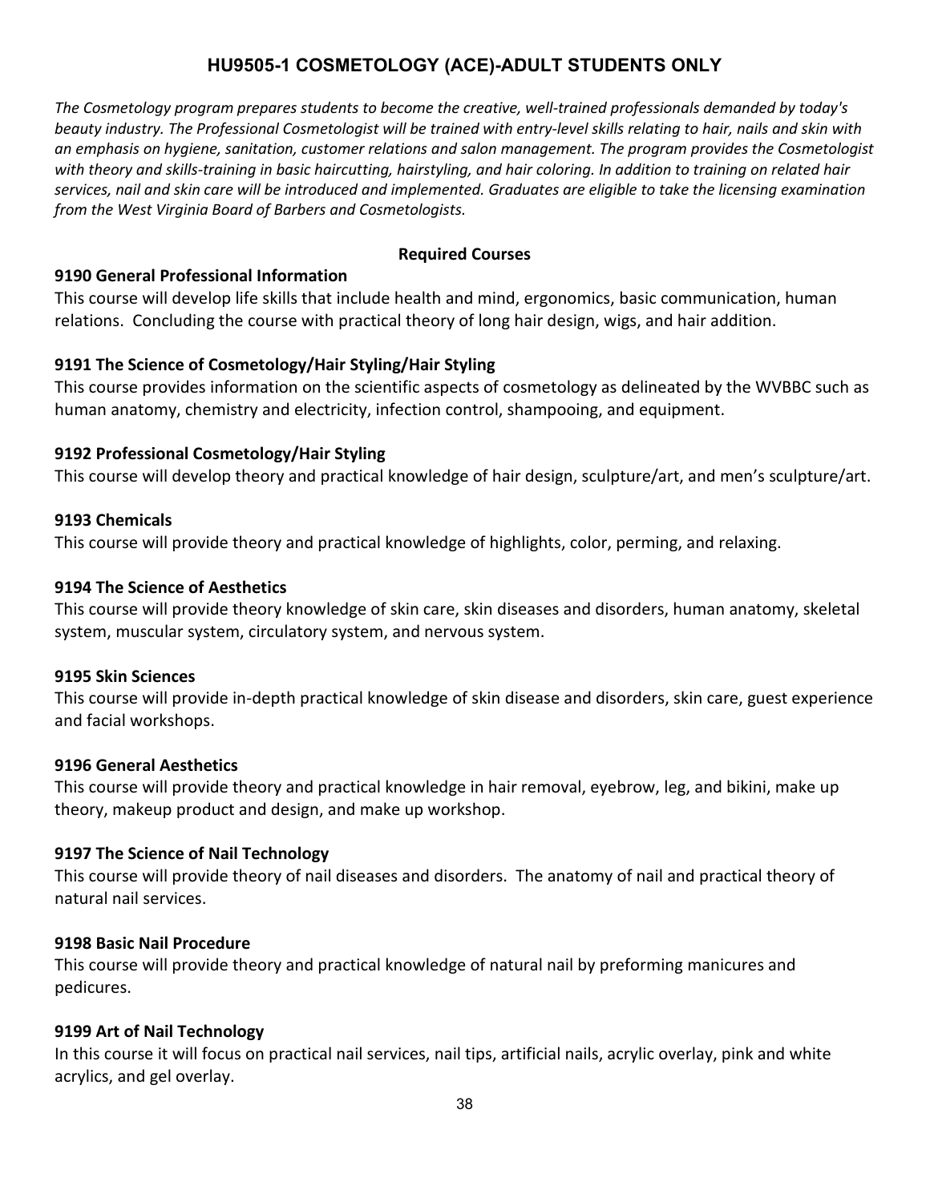## HU9505-1 COSMETOLOGY (ACE)-ADULT STUDENTS ONLY

*The Cosmetology program prepares students to become the creative, well-trained professionals demanded by today's beauty industry. The Professional Cosmetologist will be trained with entry-level skills relating to hair, nails and skin with an emphasis on hygiene, sanitation, customer relations and salon management. The program provides the Cosmetologist with theory and skills-training in basic haircutting, hairstyling, and hair coloring. In addition to training on related hair services, nail and skin care will be introduced and implemented. Graduates are eligible to take the licensing examination from the West Virginia Board of Barbers and Cosmetologists.*

**Required Courses**

**9190 General Professional Information**

This course will develop life skills that include health and mind, ergonomics, basic communication, human relations. Concluding the course with practical theory of long hair design, wigs, and hair addition.

**9191 The Science of Cosmetology/Hair Styling/Hair Styling**

This course provides information on the scientific aspects of cosmetology as delineated by the WVBBC such as human anatomy, chemistry and electricity, infection control, shampooing, and equipment.

**9192 Professional Cosmetology/Hair Styling**

This course will develop theory and practical knowledge of hair design, sculpture/art, and men's sculpture/art.

**9193 Chemicals**

This course will provide theory and practical knowledge of highlights, color, perming, and relaxing.

**9194 The Science of Aesthetics**

This course will provide theory knowledge of skin care, skin diseases and disorders, human anatomy, skeletal system, muscular system, circulatory system, and nervous system.

**9195 Skin Sciences**

This course will provide in-depth practical knowledge of skin disease and disorders, skin care, guest experience and facial workshops.

**9196 General Aesthetics**

This course will provide theory and practical knowledge in hair removal, eyebrow, leg, and bikini, make up theory, makeup product and design, and make up workshop.

**9197 The Science of Nail Technology**

This course will provide theory of nail diseases and disorders. The anatomy of nail and practical theory of natural nail services.

**9198 Basic Nail Procedure**

This course will provide theory and practical knowledge of natural nail by preforming manicures and pedicures.

**9199 Art of Nail Technology**

In this course it will focus on practical nail services, nail tips, artificial nails, acrylic overlay, pink and white acrylics, and gel overlay.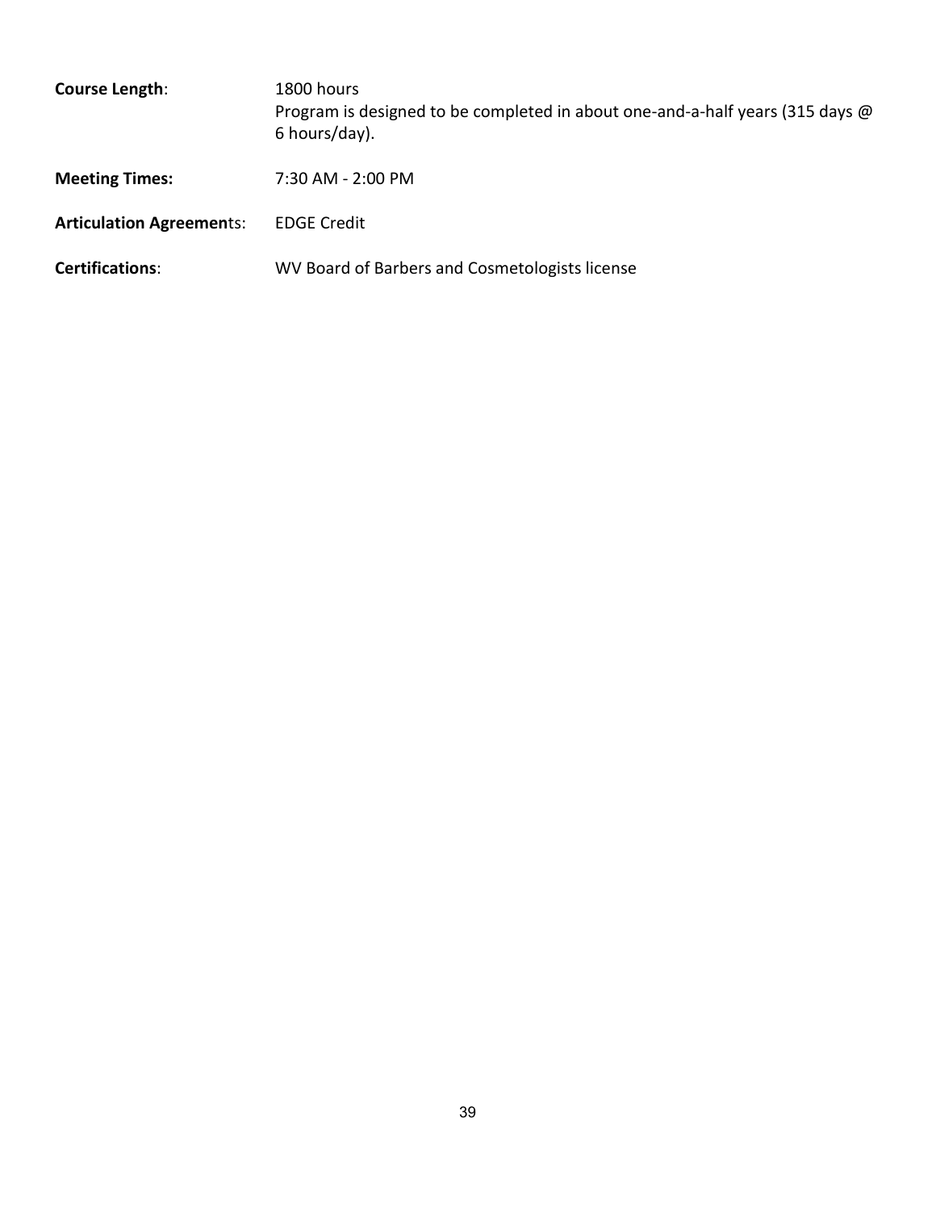**Course Length**: 1800 hours
Program is designed to be completed in about one-and-a-half years (315 days @ 6 hours/day).

**Meeting Times:** 7:30 AM - 2:00 PM

**Articulation Agreements**: EDGE Credit

**Certifications**: WV Board of Barbers and Cosmetologists license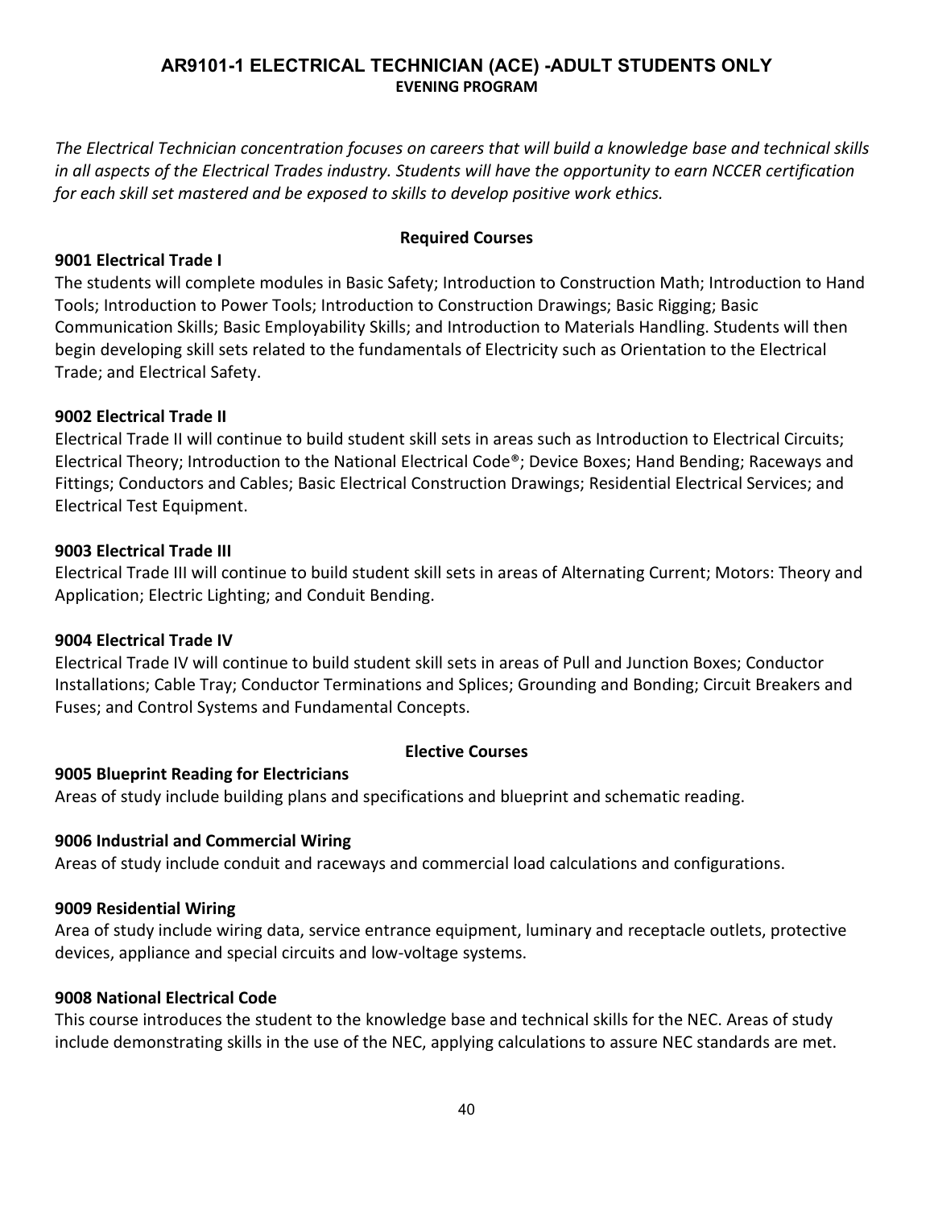## AR9101-1 ELECTRICAL TECHNICIAN (ACE) -ADULT STUDENTS ONLY

**EVENING PROGRAM**

*The Electrical Technician concentration focuses on careers that will build a knowledge base and technical skills in all aspects of the Electrical Trades industry. Students will have the opportunity to earn NCCER certification for each skill set mastered and be exposed to skills to develop positive work ethics.*

### Required Courses

**9001 Electrical Trade I**

The students will complete modules in Basic Safety; Introduction to Construction Math; Introduction to Hand Tools; Introduction to Power Tools; Introduction to Construction Drawings; Basic Rigging; Basic Communication Skills; Basic Employability Skills; and Introduction to Materials Handling. Students will then begin developing skill sets related to the fundamentals of Electricity such as Orientation to the Electrical Trade; and Electrical Safety.

**9002 Electrical Trade II**

Electrical Trade II will continue to build student skill sets in areas such as Introduction to Electrical Circuits; Electrical Theory; Introduction to the National Electrical Code®; Device Boxes; Hand Bending; Raceways and Fittings; Conductors and Cables; Basic Electrical Construction Drawings; Residential Electrical Services; and Electrical Test Equipment.

**9003 Electrical Trade III**

Electrical Trade III will continue to build student skill sets in areas of Alternating Current; Motors: Theory and Application; Electric Lighting; and Conduit Bending.

**9004 Electrical Trade IV**

Electrical Trade IV will continue to build student skill sets in areas of Pull and Junction Boxes; Conductor Installations; Cable Tray; Conductor Terminations and Splices; Grounding and Bonding; Circuit Breakers and Fuses; and Control Systems and Fundamental Concepts.

### Elective Courses

**9005 Blueprint Reading for Electricians**

Areas of study include building plans and specifications and blueprint and schematic reading.

**9006 Industrial and Commercial Wiring**

Areas of study include conduit and raceways and commercial load calculations and configurations.

**9009 Residential Wiring**

Area of study include wiring data, service entrance equipment, luminary and receptacle outlets, protective devices, appliance and special circuits and low-voltage systems.

**9008 National Electrical Code**

This course introduces the student to the knowledge base and technical skills for the NEC. Areas of study include demonstrating skills in the use of the NEC, applying calculations to assure NEC standards are met.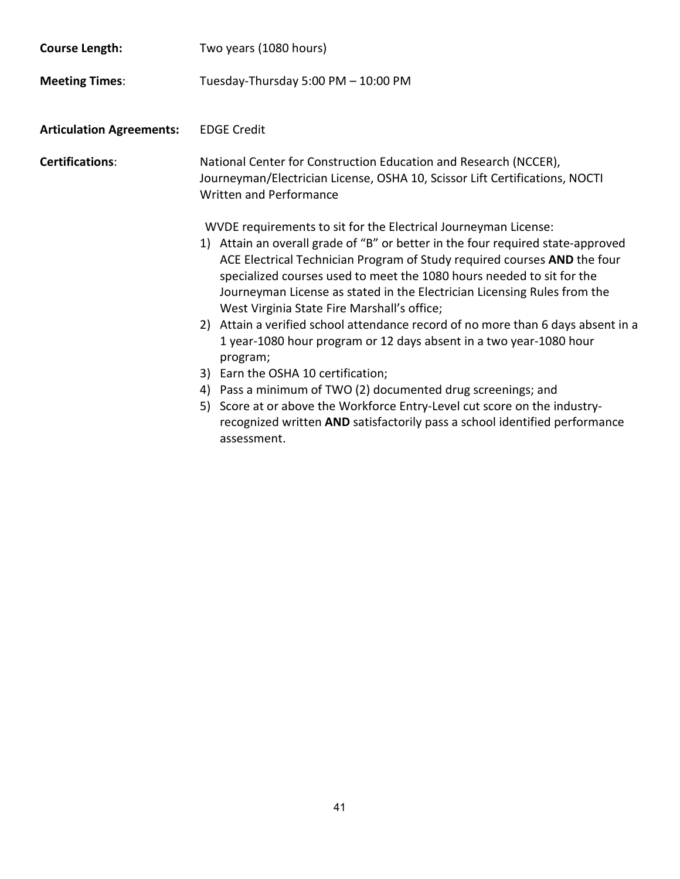**Course Length:** Two years (1080 hours)

**Meeting Times**: Tuesday-Thursday 5:00 PM – 10:00 PM

**Articulation Agreements:** EDGE Credit

**Certifications**: National Center for Construction Education and Research (NCCER), Journeyman/Electrician License, OSHA 10, Scissor Lift Certifications, NOCTI Written and Performance

WVDE requirements to sit for the Electrical Journeyman License:

1) Attain an overall grade of "B" or better in the four required state-approved ACE Electrical Technician Program of Study required courses **AND** the four specialized courses used to meet the 1080 hours needed to sit for the Journeyman License as stated in the Electrician Licensing Rules from the West Virginia State Fire Marshall's office;
2) Attain a verified school attendance record of no more than 6 days absent in a 1 year-1080 hour program or 12 days absent in a two year-1080 hour program;
3) Earn the OSHA 10 certification;
4) Pass a minimum of TWO (2) documented drug screenings; and
5) Score at or above the Workforce Entry-Level cut score on the industry-recognized written **AND** satisfactorily pass a school identified performance assessment.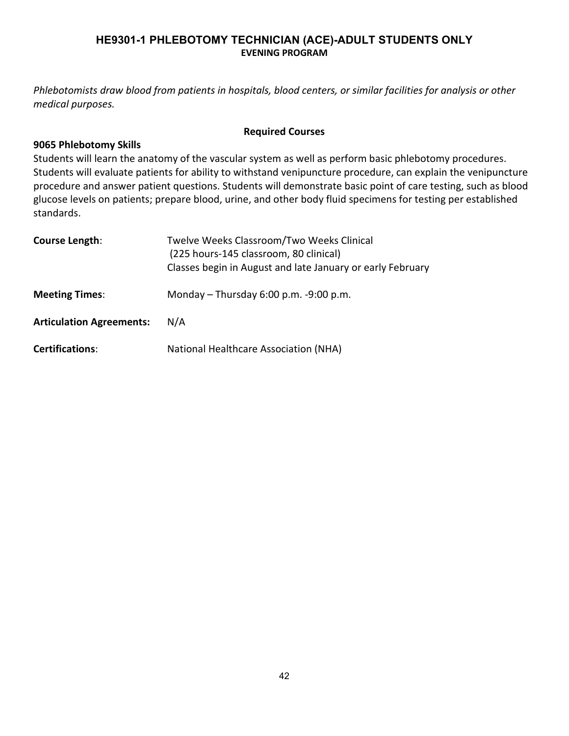## HE9301-1 PHLEBOTOMY TECHNICIAN (ACE)-ADULT STUDENTS ONLY

**EVENING PROGRAM**

*Phlebotomists draw blood from patients in hospitals, blood centers, or similar facilities for analysis or other medical purposes.*

### Required Courses

**9065 Phlebotomy Skills**

Students will learn the anatomy of the vascular system as well as perform basic phlebotomy procedures. Students will evaluate patients for ability to withstand venipuncture procedure, can explain the venipuncture procedure and answer patient questions. Students will demonstrate basic point of care testing, such as blood glucose levels on patients; prepare blood, urine, and other body fluid specimens for testing per established standards.

**Course Length**: Twelve Weeks Classroom/Two Weeks Clinical
(225 hours-145 classroom, 80 clinical)
Classes begin in August and late January or early February

**Meeting Times**: Monday – Thursday 6:00 p.m. -9:00 p.m.

**Articulation Agreements:** N/A

**Certifications**: National Healthcare Association (NHA)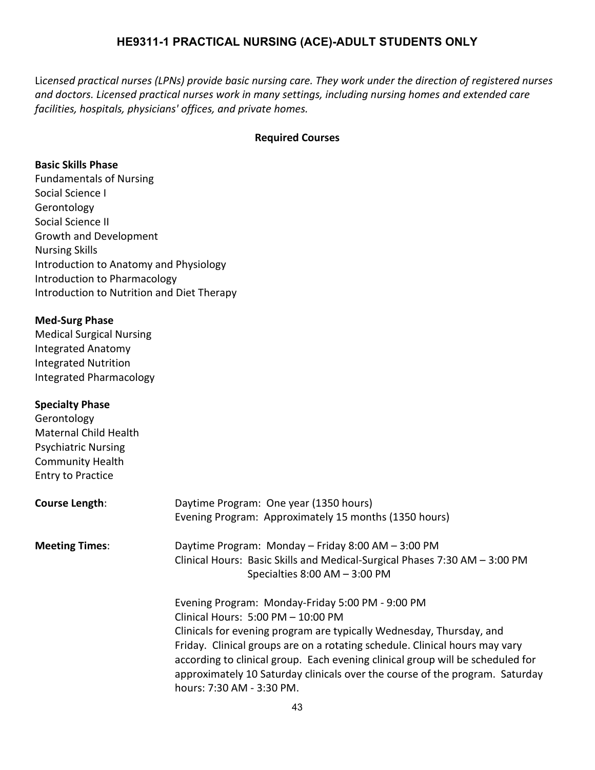## HE9311-1 PRACTICAL NURSING (ACE)-ADULT STUDENTS ONLY

*Licensed practical nurses (LPNs) provide basic nursing care. They work under the direction of registered nurses and doctors. Licensed practical nurses work in many settings, including nursing homes and extended care facilities, hospitals, physicians' offices, and private homes.*

**Required Courses**

**Basic Skills Phase**
Fundamentals of Nursing
Social Science I
Gerontology
Social Science II
Growth and Development
Nursing Skills
Introduction to Anatomy and Physiology
Introduction to Pharmacology
Introduction to Nutrition and Diet Therapy

**Med-Surg Phase**
Medical Surgical Nursing
Integrated Anatomy
Integrated Nutrition
Integrated Pharmacology

**Specialty Phase**
Gerontology
Maternal Child Health
Psychiatric Nursing
Community Health
Entry to Practice

**Course Length**:
Daytime Program: One year (1350 hours)
Evening Program: Approximately 15 months (1350 hours)

**Meeting Times**:
Daytime Program: Monday – Friday 8:00 AM – 3:00 PM
Clinical Hours: Basic Skills and Medical-Surgical Phases 7:30 AM – 3:00 PM
Specialties 8:00 AM – 3:00 PM

Evening Program: Monday-Friday 5:00 PM - 9:00 PM
Clinical Hours: 5:00 PM – 10:00 PM
Clinicals for evening program are typically Wednesday, Thursday, and Friday. Clinical groups are on a rotating schedule. Clinical hours may vary according to clinical group. Each evening clinical group will be scheduled for approximately 10 Saturday clinicals over the course of the program. Saturday hours: 7:30 AM - 3:30 PM.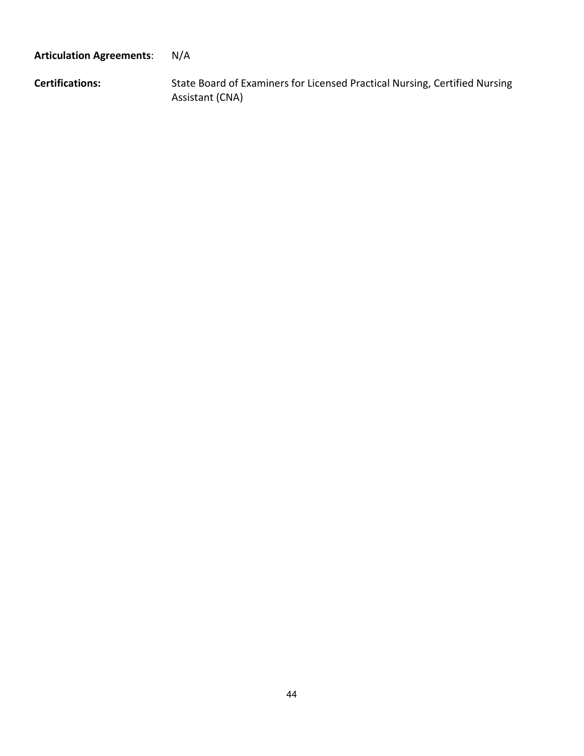**Articulation Agreements**: N/A

**Certifications:** State Board of Examiners for Licensed Practical Nursing, Certified Nursing Assistant (CNA)